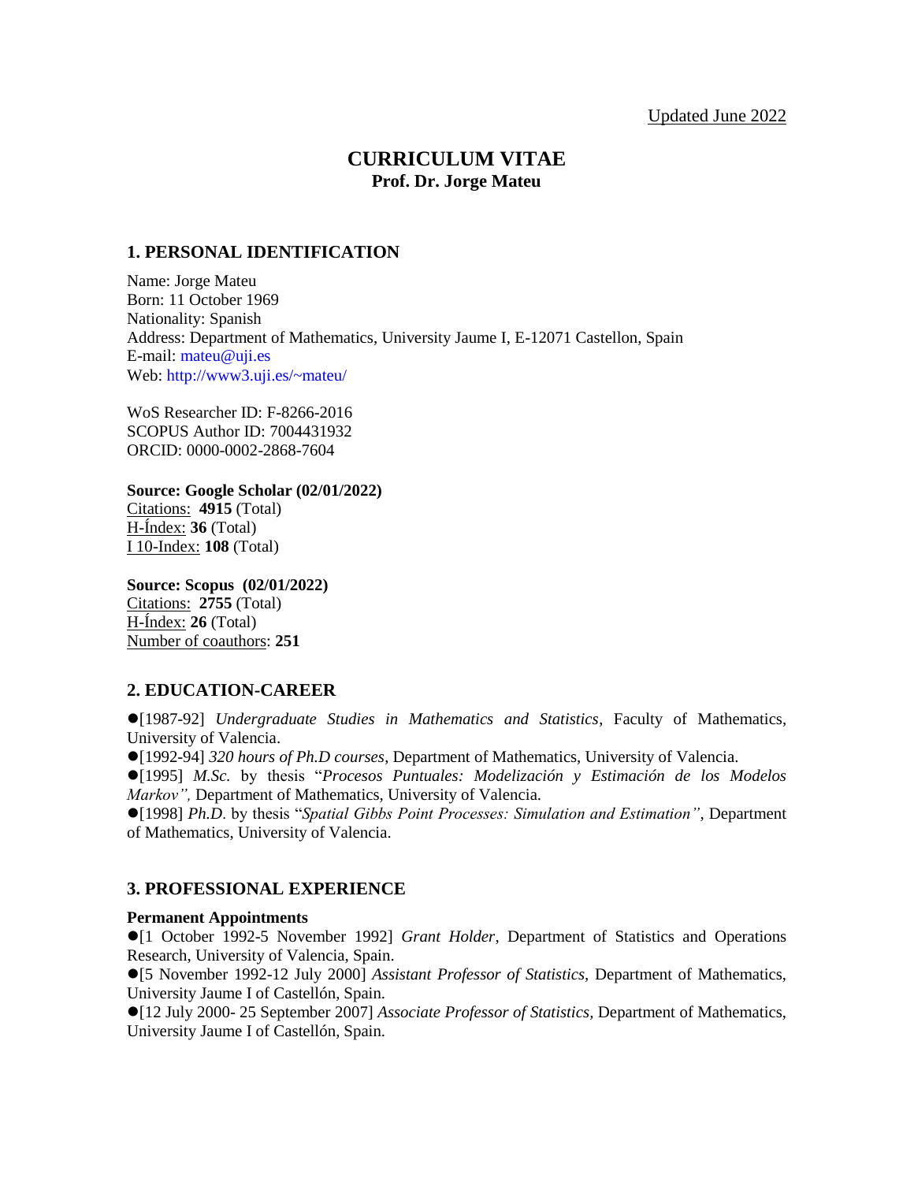Updated June 2022

# CURRICULUM VITAE
**Prof. Dr. Jorge Mateu**

## 1. PERSONAL IDENTIFICATION

Name: Jorge Mateu
Born: 11 October 1969
Nationality: Spanish
Address: Department of Mathematics, University Jaume I, E-12071 Castellon, Spain
E-mail: mateu@uji.es
Web: http://www3.uji.es/~mateu/

WoS Researcher ID: F-8266-2016
SCOPUS Author ID: 7004431932
ORCID: 0000-0002-2868-7604

**Source: Google Scholar (02/01/2022)**
Citations: **4915** (Total)
H-Índex: **36** (Total)
I 10-Index: **108** (Total)

**Source: Scopus (02/01/2022)**
Citations: **2755** (Total)
H-Índex: **26** (Total)
Number of coauthors: **251**

## 2. EDUCATION-CAREER

- [1987-92] *Undergraduate Studies in Mathematics and Statistics*, Faculty of Mathematics, University of Valencia.
- [1992-94] *320 hours of Ph.D courses*, Department of Mathematics, University of Valencia.
- [1995] *M.Sc.* by thesis "*Procesos Puntuales: Modelización y Estimación de los Modelos Markov",* Department of Mathematics, University of Valencia.
- [1998] *Ph.D.* by thesis "*Spatial Gibbs Point Processes: Simulation and Estimation"*, Department of Mathematics, University of Valencia.

## 3. PROFESSIONAL EXPERIENCE

**Permanent Appointments**

- [1 October 1992-5 November 1992] *Grant Holder*, Department of Statistics and Operations Research, University of Valencia, Spain.
- [5 November 1992-12 July 2000] *Assistant Professor of Statistics*, Department of Mathematics, University Jaume I of Castellón, Spain.
- [12 July 2000- 25 September 2007] *Associate Professor of Statistics,* Department of Mathematics, University Jaume I of Castellón, Spain.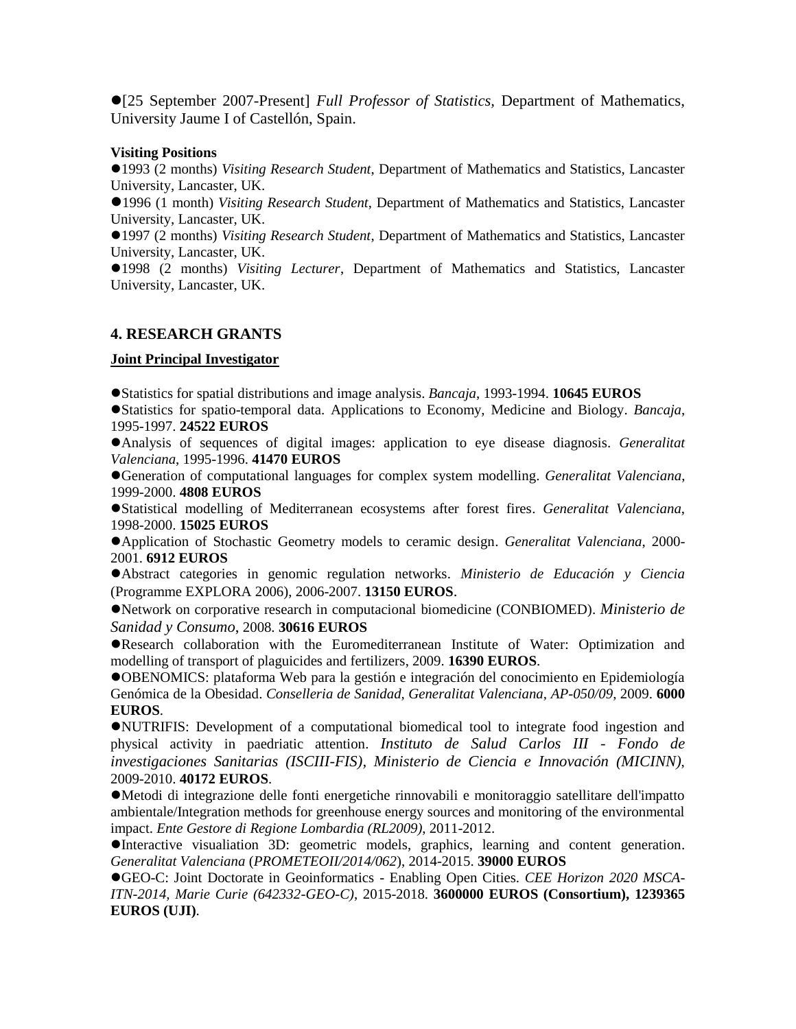●[25 September 2007-Present] *Full Professor of Statistics*, Department of Mathematics, University Jaume I of Castellón, Spain.

**Visiting Positions**

●1993 (2 months) *Visiting Research Student*, Department of Mathematics and Statistics, Lancaster University, Lancaster, UK.

●1996 (1 month) *Visiting Research Student*, Department of Mathematics and Statistics, Lancaster University, Lancaster, UK.

●1997 (2 months) *Visiting Research Student*, Department of Mathematics and Statistics, Lancaster University, Lancaster, UK.

●1998 (2 months) *Visiting Lecturer*, Department of Mathematics and Statistics, Lancaster University, Lancaster, UK.

## 4. RESEARCH GRANTS

**Joint Principal Investigator**

●Statistics for spatial distributions and image analysis. *Bancaja*, 1993-1994. **10645 EUROS**

●Statistics for spatio-temporal data. Applications to Economy, Medicine and Biology. *Bancaja*, 1995-1997. **24522 EUROS**

●Analysis of sequences of digital images: application to eye disease diagnosis. *Generalitat Valenciana*, 1995-1996. **41470 EUROS**

●Generation of computational languages for complex system modelling. *Generalitat Valenciana*, 1999-2000. **4808 EUROS**

●Statistical modelling of Mediterranean ecosystems after forest fires. *Generalitat Valenciana*, 1998-2000. **15025 EUROS**

●Application of Stochastic Geometry models to ceramic design. *Generalitat Valenciana*, 2000-2001. **6912 EUROS**

●Abstract categories in genomic regulation networks. *Ministerio de Educación y Ciencia* (Programme EXPLORA 2006), 2006-2007. **13150 EUROS**.

●Network on corporative research in computacional biomedicine (CONBIOMED). *Ministerio de Sanidad y Consumo*, 2008. **30616 EUROS**

●Research collaboration with the Euromediterranean Institute of Water: Optimization and modelling of transport of plaguicides and fertilizers, 2009. **16390 EUROS**.

●OBENOMICS: plataforma Web para la gestión e integración del conocimiento en Epidemiología Genómica de la Obesidad. *Conselleria de Sanidad, Generalitat Valenciana, AP-050/09*, 2009. **6000 EUROS**.

●NUTRIFIS: Development of a computational biomedical tool to integrate food ingestion and physical activity in paedriatic attention. *Instituto de Salud Carlos III - Fondo de investigaciones Sanitarias (ISCIII-FIS), Ministerio de Ciencia e Innovación (MICINN)*, 2009-2010. **40172 EUROS**.

●Metodi di integrazione delle fonti energetiche rinnovabili e monitoraggio satellitare dell'impatto ambientale/Integration methods for greenhouse energy sources and monitoring of the environmental impact. *Ente Gestore di Regione Lombardia (RL2009)*, 2011-2012.

●Interactive visualiation 3D: geometric models, graphics, learning and content generation. *Generalitat Valenciana* (*PROMETEOII/2014/062*), 2014-2015. **39000 EUROS**

●GEO-C: Joint Doctorate in Geoinformatics - Enabling Open Cities. *CEE Horizon 2020 MSCA-ITN-2014, Marie Curie (642332-GEO-C)*, 2015-2018. **3600000 EUROS (Consortium), 1239365 EUROS (UJI)**.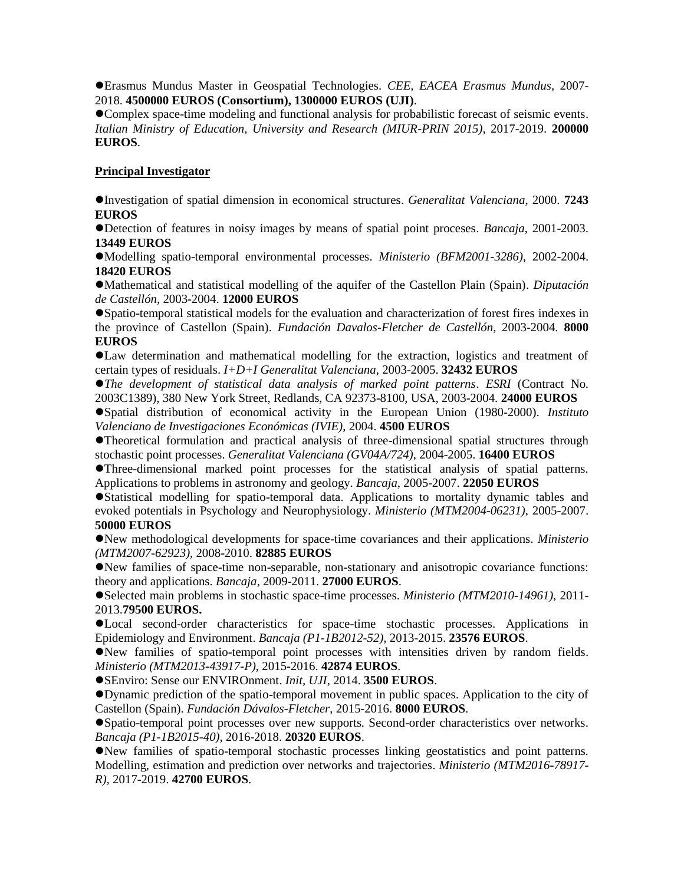- Erasmus Mundus Master in Geospatial Technologies. *CEE, EACEA Erasmus Mundus*, 2007-2018. **4500000 EUROS (Consortium), 1300000 EUROS (UJI)**.
- Complex space-time modeling and functional analysis for probabilistic forecast of seismic events. *Italian Ministry of Education, University and Research (MIUR-PRIN 2015)*, 2017-2019. **200000 EUROS**.

## Principal Investigator

- Investigation of spatial dimension in economical structures. *Generalitat Valenciana*, 2000. **7243 EUROS**
- Detection of features in noisy images by means of spatial point proceses. *Bancaja*, 2001-2003. **13449 EUROS**
- Modelling spatio-temporal environmental processes. *Ministerio (BFM2001-3286)*, 2002-2004. **18420 EUROS**
- Mathematical and statistical modelling of the aquifer of the Castellon Plain (Spain). *Diputación de Castellón*, 2003-2004. **12000 EUROS**
- Spatio-temporal statistical models for the evaluation and characterization of forest fires indexes in the province of Castellon (Spain). *Fundación Davalos-Fletcher de Castellón*, 2003-2004. **8000 EUROS**
- Law determination and mathematical modelling for the extraction, logistics and treatment of certain types of residuals. *I+D+I Generalitat Valenciana*, 2003-2005. **32432 EUROS**
- *The development of statistical data analysis of marked point patterns*. *ESRI* (Contract No. 2003C1389), 380 New York Street, Redlands, CA 92373-8100, USA, 2003-2004. **24000 EUROS**
- Spatial distribution of economical activity in the European Union (1980-2000). *Instituto Valenciano de Investigaciones Económicas (IVIE)*, 2004. **4500 EUROS**
- Theoretical formulation and practical analysis of three-dimensional spatial structures through stochastic point processes. *Generalitat Valenciana (GV04A/724)*, 2004-2005. **16400 EUROS**
- Three-dimensional marked point processes for the statistical analysis of spatial patterns. Applications to problems in astronomy and geology. *Bancaja*, 2005-2007. **22050 EUROS**
- Statistical modelling for spatio-temporal data. Applications to mortality dynamic tables and evoked potentials in Psychology and Neurophysiology. *Ministerio (MTM2004-06231)*, 2005-2007. **50000 EUROS**
- New methodological developments for space-time covariances and their applications. *Ministerio (MTM2007-62923)*, 2008-2010. **82885 EUROS**
- New families of space-time non-separable, non-stationary and anisotropic covariance functions: theory and applications. *Bancaja*, 2009-2011. **27000 EUROS**.
- Selected main problems in stochastic space-time processes. *Ministerio (MTM2010-14961)*, 2011-2013.**79500 EUROS.**
- Local second-order characteristics for space-time stochastic processes. Applications in Epidemiology and Environment. *Bancaja (P1-1B2012-52)*, 2013-2015. **23576 EUROS**.
- New families of spatio-temporal point processes with intensities driven by random fields. *Ministerio (MTM2013-43917-P)*, 2015-2016. **42874 EUROS**.
- SEnviro: Sense our ENVIROnment. *Init, UJI*, 2014. **3500 EUROS**.
- Dynamic prediction of the spatio-temporal movement in public spaces. Application to the city of Castellon (Spain). *Fundación Dávalos-Fletcher*, 2015-2016. **8000 EUROS**.
- Spatio-temporal point processes over new supports. Second-order characteristics over networks. *Bancaja (P1-1B2015-40)*, 2016-2018. **20320 EUROS**.
- New families of spatio-temporal stochastic processes linking geostatistics and point patterns. Modelling, estimation and prediction over networks and trajectories. *Ministerio (MTM2016-78917-R)*, 2017-2019. **42700 EUROS**.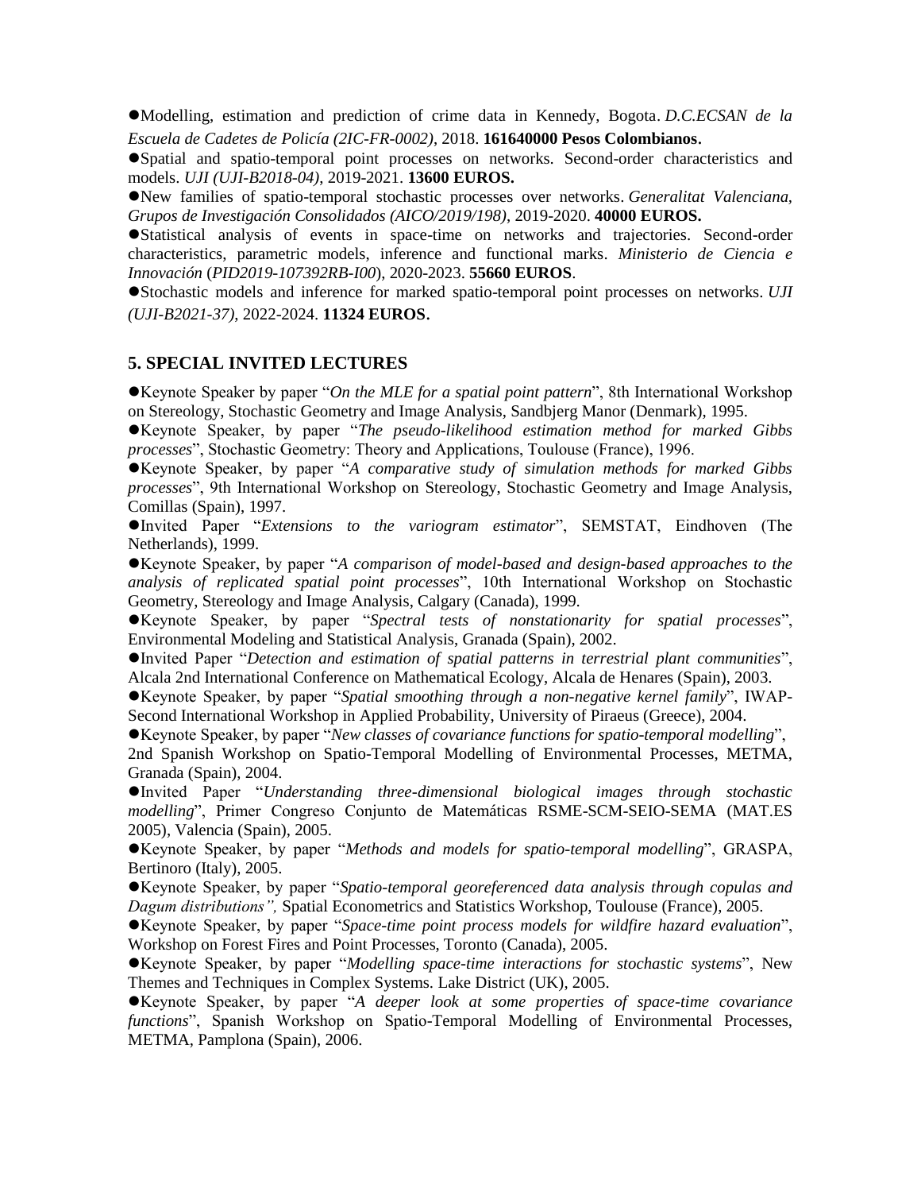●Modelling, estimation and prediction of crime data in Kennedy, Bogota. *D.C.ECSAN de la Escuela de Cadetes de Policía (2IC-FR-0002)*, 2018. **161640000 Pesos Colombianos**.

●Spatial and spatio-temporal point processes on networks. Second-order characteristics and models. *UJI (UJI-B2018-04)*, 2019-2021. **13600 EUROS.**

●New families of spatio-temporal stochastic processes over networks. *Generalitat Valenciana, Grupos de Investigación Consolidados (AICO/2019/198)*, 2019-2020. **40000 EUROS.**

●Statistical analysis of events in space-time on networks and trajectories. Second-order characteristics, parametric models, inference and functional marks. *Ministerio de Ciencia e Innovación* (*PID2019-107392RB-I00*), 2020-2023. **55660 EUROS**.

●Stochastic models and inference for marked spatio-temporal point processes on networks. *UJI (UJI-B2021-37)*, 2022-2024. **11324 EUROS**.

## 5. SPECIAL INVITED LECTURES

●Keynote Speaker by paper "*On the MLE for a spatial point pattern*", 8th International Workshop on Stereology, Stochastic Geometry and Image Analysis, Sandbjerg Manor (Denmark), 1995.

●Keynote Speaker, by paper "*The pseudo-likelihood estimation method for marked Gibbs processes*", Stochastic Geometry: Theory and Applications, Toulouse (France), 1996.

●Keynote Speaker, by paper "*A comparative study of simulation methods for marked Gibbs processes*", 9th International Workshop on Stereology, Stochastic Geometry and Image Analysis, Comillas (Spain), 1997.

●Invited Paper "*Extensions to the variogram estimator*", SEMSTAT, Eindhoven (The Netherlands), 1999.

●Keynote Speaker, by paper "*A comparison of model-based and design-based approaches to the analysis of replicated spatial point processes*", 10th International Workshop on Stochastic Geometry, Stereology and Image Analysis, Calgary (Canada), 1999.

●Keynote Speaker, by paper "*Spectral tests of nonstationarity for spatial processes*", Environmental Modeling and Statistical Analysis, Granada (Spain), 2002.

●Invited Paper "*Detection and estimation of spatial patterns in terrestrial plant communities*", Alcala 2nd International Conference on Mathematical Ecology, Alcala de Henares (Spain), 2003.

●Keynote Speaker, by paper "*Spatial smoothing through a non-negative kernel family*", IWAP-Second International Workshop in Applied Probability, University of Piraeus (Greece), 2004.

●Keynote Speaker, by paper "*New classes of covariance functions for spatio-temporal modelling*", 2nd Spanish Workshop on Spatio-Temporal Modelling of Environmental Processes, METMA, Granada (Spain), 2004.

●Invited Paper "*Understanding three-dimensional biological images through stochastic modelling*", Primer Congreso Conjunto de Matemáticas RSME-SCM-SEIO-SEMA (MAT.ES 2005), Valencia (Spain), 2005.

●Keynote Speaker, by paper "*Methods and models for spatio-temporal modelling*", GRASPA, Bertinoro (Italy), 2005.

●Keynote Speaker, by paper "*Spatio-temporal georeferenced data analysis through copulas and Dagum distributions",* Spatial Econometrics and Statistics Workshop, Toulouse (France), 2005.

●Keynote Speaker, by paper "*Space-time point process models for wildfire hazard evaluation*", Workshop on Forest Fires and Point Processes, Toronto (Canada), 2005.

●Keynote Speaker, by paper "*Modelling space-time interactions for stochastic systems*", New Themes and Techniques in Complex Systems. Lake District (UK), 2005.

●Keynote Speaker, by paper "*A deeper look at some properties of space-time covariance functions*", Spanish Workshop on Spatio-Temporal Modelling of Environmental Processes, METMA, Pamplona (Spain), 2006.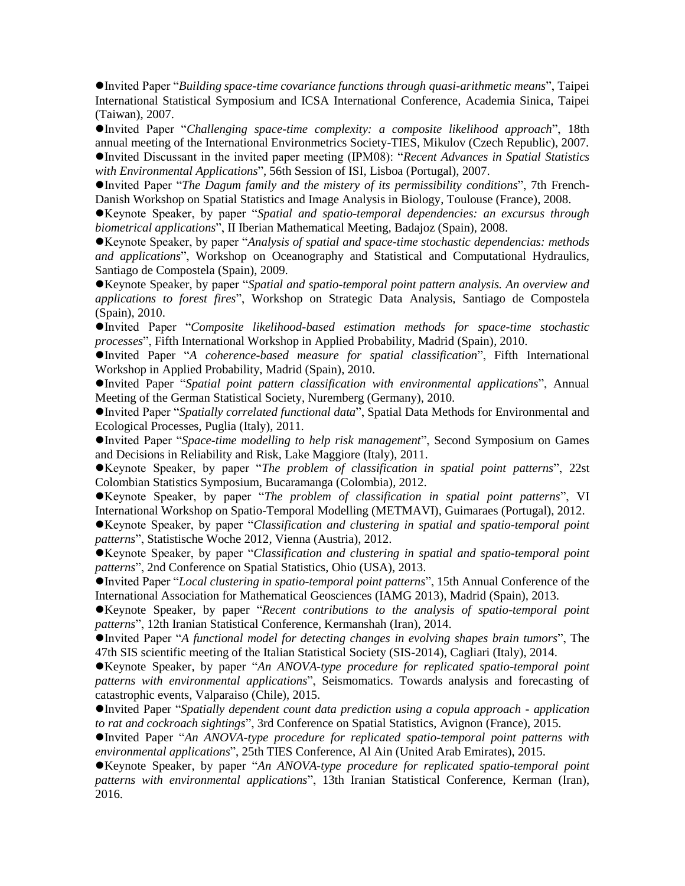- Invited Paper "*Building space-time covariance functions through quasi-arithmetic means*", Taipei International Statistical Symposium and ICSA International Conference, Academia Sinica, Taipei (Taiwan), 2007.
- Invited Paper "*Challenging space-time complexity: a composite likelihood approach*", 18th annual meeting of the International Environmetrics Society-TIES, Mikulov (Czech Republic), 2007.
- Invited Discussant in the invited paper meeting (IPM08): "*Recent Advances in Spatial Statistics with Environmental Applications*", 56th Session of ISI, Lisboa (Portugal), 2007.
- Invited Paper "*The Dagum family and the mistery of its permissibility conditions*", 7th French-Danish Workshop on Spatial Statistics and Image Analysis in Biology, Toulouse (France), 2008.
- Keynote Speaker, by paper "*Spatial and spatio-temporal dependencies: an excursus through biometrical applications*", II Iberian Mathematical Meeting, Badajoz (Spain), 2008.
- Keynote Speaker, by paper "*Analysis of spatial and space-time stochastic dependencias: methods and applications*", Workshop on Oceanography and Statistical and Computational Hydraulics, Santiago de Compostela (Spain), 2009.
- Keynote Speaker, by paper "*Spatial and spatio-temporal point pattern analysis. An overview and applications to forest fires*", Workshop on Strategic Data Analysis, Santiago de Compostela (Spain), 2010.
- Invited Paper "*Composite likelihood-based estimation methods for space-time stochastic processes*", Fifth International Workshop in Applied Probability, Madrid (Spain), 2010.
- Invited Paper "*A coherence-based measure for spatial classification*", Fifth International Workshop in Applied Probability, Madrid (Spain), 2010.
- Invited Paper "*Spatial point pattern classification with environmental applications*", Annual Meeting of the German Statistical Society, Nuremberg (Germany), 2010.
- Invited Paper "*Spatially correlated functional data*", Spatial Data Methods for Environmental and Ecological Processes, Puglia (Italy), 2011.
- Invited Paper "*Space-time modelling to help risk management*", Second Symposium on Games and Decisions in Reliability and Risk, Lake Maggiore (Italy), 2011.
- Keynote Speaker, by paper "*The problem of classification in spatial point patterns*", 22st Colombian Statistics Symposium, Bucaramanga (Colombia), 2012.
- Keynote Speaker, by paper "*The problem of classification in spatial point patterns*", VI International Workshop on Spatio-Temporal Modelling (METMAVI), Guimaraes (Portugal), 2012.
- Keynote Speaker, by paper "*Classification and clustering in spatial and spatio-temporal point patterns*", Statistische Woche 2012, Vienna (Austria), 2012.
- Keynote Speaker, by paper "*Classification and clustering in spatial and spatio-temporal point patterns*", 2nd Conference on Spatial Statistics, Ohio (USA), 2013.
- Invited Paper "*Local clustering in spatio-temporal point patterns*", 15th Annual Conference of the International Association for Mathematical Geosciences (IAMG 2013), Madrid (Spain), 2013.
- Keynote Speaker, by paper "*Recent contributions to the analysis of spatio-temporal point patterns*", 12th Iranian Statistical Conference, Kermanshah (Iran), 2014.
- Invited Paper "*A functional model for detecting changes in evolving shapes brain tumors*", The 47th SIS scientific meeting of the Italian Statistical Society (SIS-2014), Cagliari (Italy), 2014.
- Keynote Speaker, by paper "*An ANOVA-type procedure for replicated spatio-temporal point patterns with environmental applications*", Seismomatics. Towards analysis and forecasting of catastrophic events, Valparaiso (Chile), 2015.
- Invited Paper "*Spatially dependent count data prediction using a copula approach - application to rat and cockroach sightings*", 3rd Conference on Spatial Statistics, Avignon (France), 2015.
- Invited Paper "*An ANOVA-type procedure for replicated spatio-temporal point patterns with environmental applications*", 25th TIES Conference, Al Ain (United Arab Emirates), 2015.
- Keynote Speaker, by paper "*An ANOVA-type procedure for replicated spatio-temporal point patterns with environmental applications*", 13th Iranian Statistical Conference, Kerman (Iran), 2016.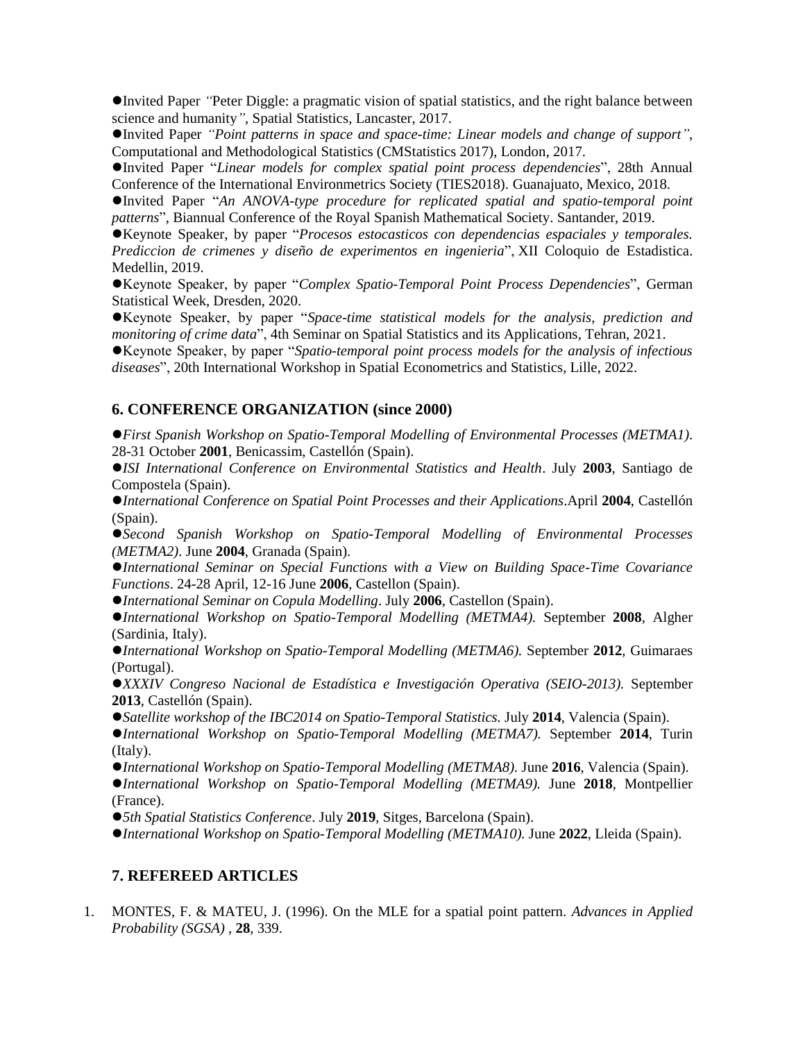●Invited Paper *"*Peter Diggle: a pragmatic vision of spatial statistics, and the right balance between science and humanity*"*, Spatial Statistics, Lancaster, 2017.

●Invited Paper *"Point patterns in space and space-time: Linear models and change of support"*, Computational and Methodological Statistics (CMStatistics 2017), London, 2017.

●Invited Paper "*Linear models for complex spatial point process dependencies*", 28th Annual Conference of the International Environmetrics Society (TIES2018). Guanajuato, Mexico, 2018.

●Invited Paper "*An ANOVA-type procedure for replicated spatial and spatio-temporal point patterns*", Biannual Conference of the Royal Spanish Mathematical Society. Santander, 2019.

●Keynote Speaker, by paper "*Procesos estocasticos con dependencias espaciales y temporales. Prediccion de crimenes y diseño de experimentos en ingenieria*", XII Coloquio de Estadistica. Medellin, 2019.

●Keynote Speaker, by paper "*Complex Spatio-Temporal Point Process Dependencies*", German Statistical Week, Dresden, 2020.

●Keynote Speaker, by paper "*Space-time statistical models for the analysis, prediction and monitoring of crime data*", 4th Seminar on Spatial Statistics and its Applications, Tehran, 2021.

●Keynote Speaker, by paper "*Spatio-temporal point process models for the analysis of infectious diseases*", 20th International Workshop in Spatial Econometrics and Statistics, Lille, 2022.

## 6. CONFERENCE ORGANIZATION (since 2000)

●*First Spanish Workshop on Spatio-Temporal Modelling of Environmental Processes (METMA1)*. 28-31 October **2001**, Benicassim, Castellón (Spain).

●*ISI International Conference on Environmental Statistics and Health*. July **2003**, Santiago de Compostela (Spain).

●*International Conference on Spatial Point Processes and their Applications*.April **2004**, Castellón (Spain).

●*Second Spanish Workshop on Spatio-Temporal Modelling of Environmental Processes (METMA2)*. June **2004**, Granada (Spain).

●*International Seminar on Special Functions with a View on Building Space-Time Covariance Functions*. 24-28 April, 12-16 June **2006**, Castellon (Spain).

●*International Seminar on Copula Modelling*. July **2006**, Castellon (Spain).

●*International Workshop on Spatio-Temporal Modelling (METMA4).* September **2008**, Algher (Sardinia, Italy).

●*International Workshop on Spatio-Temporal Modelling (METMA6).* September **2012**, Guimaraes (Portugal).

●*XXXIV Congreso Nacional de Estadística e Investigación Operativa (SEIO-2013).* September **2013**, Castellón (Spain).

●*Satellite workshop of the IBC2014 on Spatio-Temporal Statistics.* July **2014**, Valencia (Spain).

●*International Workshop on Spatio-Temporal Modelling (METMA7).* September **2014**, Turin (Italy).

●*International Workshop on Spatio-Temporal Modelling (METMA8).* June **2016**, Valencia (Spain).

●*International Workshop on Spatio-Temporal Modelling (METMA9).* June **2018**, Montpellier (France).

●*5th Spatial Statistics Conference*. July **2019**, Sitges, Barcelona (Spain).

●*International Workshop on Spatio-Temporal Modelling (METMA10).* June **2022**, Lleida (Spain).

## 7. REFEREED ARTICLES

1. MONTES, F. & MATEU, J. (1996). On the MLE for a spatial point pattern. *Advances in Applied Probability (SGSA)* , **28**, 339.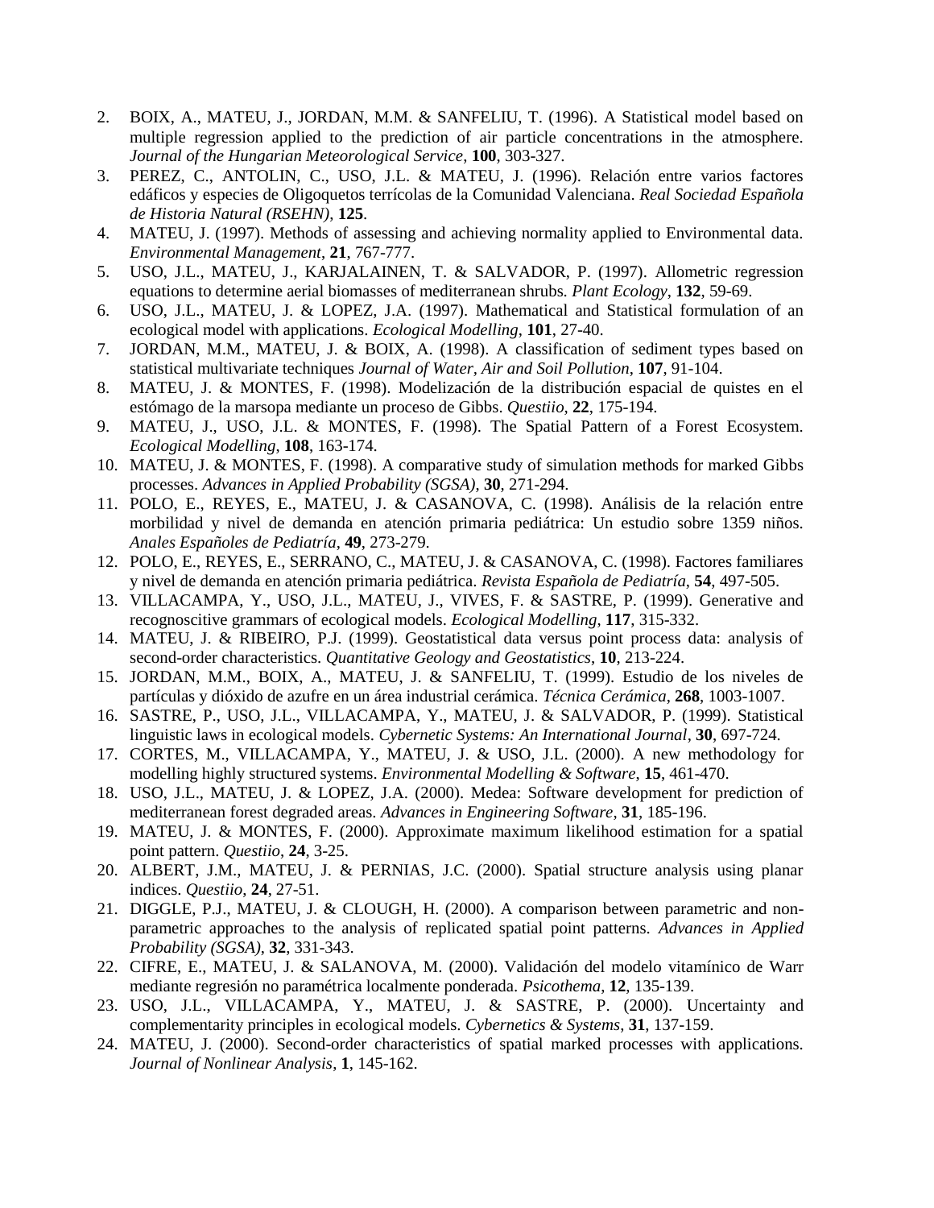2. BOIX, A., MATEU, J., JORDAN, M.M. & SANFELIU, T. (1996). A Statistical model based on multiple regression applied to the prediction of air particle concentrations in the atmosphere. *Journal of the Hungarian Meteorological Service*, **100**, 303-327.
3. PEREZ, C., ANTOLIN, C., USO, J.L. & MATEU, J. (1996). Relación entre varios factores edáficos y especies de Oligoquetos terrícolas de la Comunidad Valenciana. *Real Sociedad Española de Historia Natural (RSEHN)*, **125**.
4. MATEU, J. (1997). Methods of assessing and achieving normality applied to Environmental data. *Environmental Management*, **21**, 767-777.
5. USO, J.L., MATEU, J., KARJALAINEN, T. & SALVADOR, P. (1997). Allometric regression equations to determine aerial biomasses of mediterranean shrubs. *Plant Ecology*, **132**, 59-69.
6. USO, J.L., MATEU, J. & LOPEZ, J.A. (1997). Mathematical and Statistical formulation of an ecological model with applications. *Ecological Modelling*, **101**, 27-40.
7. JORDAN, M.M., MATEU, J. & BOIX, A. (1998). A classification of sediment types based on statistical multivariate techniques *Journal of Water, Air and Soil Pollution*, **107**, 91-104.
8. MATEU, J. & MONTES, F. (1998). Modelización de la distribución espacial de quistes en el estómago de la marsopa mediante un proceso de Gibbs. *Questiio*, **22**, 175-194.
9. MATEU, J., USO, J.L. & MONTES, F. (1998). The Spatial Pattern of a Forest Ecosystem. *Ecological Modelling*, **108**, 163-174.
10. MATEU, J. & MONTES, F. (1998). A comparative study of simulation methods for marked Gibbs processes. *Advances in Applied Probability (SGSA)*, **30**, 271-294.
11. POLO, E., REYES, E., MATEU, J. & CASANOVA, C. (1998). Análisis de la relación entre morbilidad y nivel de demanda en atención primaria pediátrica: Un estudio sobre 1359 niños. *Anales Españoles de Pediatría*, **49**, 273-279.
12. POLO, E., REYES, E., SERRANO, C., MATEU, J. & CASANOVA, C. (1998). Factores familiares y nivel de demanda en atención primaria pediátrica. *Revista Española de Pediatría*, **54**, 497-505.
13. VILLACAMPA, Y., USO, J.L., MATEU, J., VIVES, F. & SASTRE, P. (1999). Generative and recognoscitive grammars of ecological models. *Ecological Modelling*, **117**, 315-332.
14. MATEU, J. & RIBEIRO, P.J. (1999). Geostatistical data versus point process data: analysis of second-order characteristics. *Quantitative Geology and Geostatistics*, **10**, 213-224.
15. JORDAN, M.M., BOIX, A., MATEU, J. & SANFELIU, T. (1999). Estudio de los niveles de partículas y dióxido de azufre en un área industrial cerámica. *Técnica Cerámica*, **268**, 1003-1007.
16. SASTRE, P., USO, J.L., VILLACAMPA, Y., MATEU, J. & SALVADOR, P. (1999). Statistical linguistic laws in ecological models. *Cybernetic Systems: An International Journal*, **30**, 697-724.
17. CORTES, M., VILLACAMPA, Y., MATEU, J. & USO, J.L. (2000). A new methodology for modelling highly structured systems. *Environmental Modelling & Software*, **15**, 461-470.
18. USO, J.L., MATEU, J. & LOPEZ, J.A. (2000). Medea: Software development for prediction of mediterranean forest degraded areas. *Advances in Engineering Software*, **31**, 185-196.
19. MATEU, J. & MONTES, F. (2000). Approximate maximum likelihood estimation for a spatial point pattern. *Questiio*, **24**, 3-25.
20. ALBERT, J.M., MATEU, J. & PERNIAS, J.C. (2000). Spatial structure analysis using planar indices. *Questiio*, **24**, 27-51.
21. DIGGLE, P.J., MATEU, J. & CLOUGH, H. (2000). A comparison between parametric and non-parametric approaches to the analysis of replicated spatial point patterns. *Advances in Applied Probability (SGSA)*, **32**, 331-343.
22. CIFRE, E., MATEU, J. & SALANOVA, M. (2000). Validación del modelo vitamínico de Warr mediante regresión no paramétrica localmente ponderada. *Psicothema*, **12**, 135-139.
23. USO, J.L., VILLACAMPA, Y., MATEU, J. & SASTRE, P. (2000). Uncertainty and complementarity principles in ecological models. *Cybernetics & Systems*, **31**, 137-159.
24. MATEU, J. (2000). Second-order characteristics of spatial marked processes with applications. *Journal of Nonlinear Analysis*, **1**, 145-162.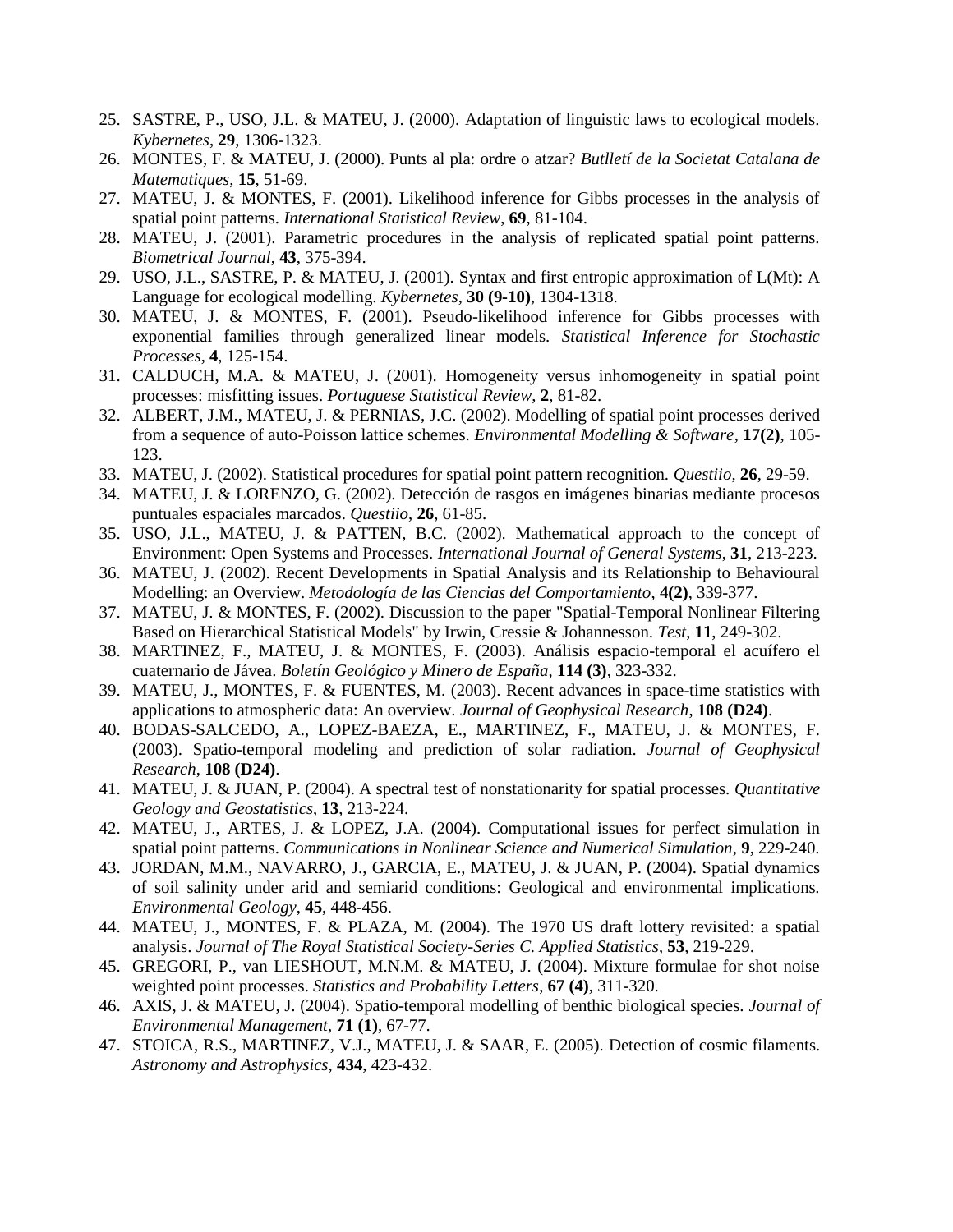25. SASTRE, P., USO, J.L. & MATEU, J. (2000). Adaptation of linguistic laws to ecological models. *Kybernetes*, **29**, 1306-1323.
26. MONTES, F. & MATEU, J. (2000). Punts al pla: ordre o atzar? *Butlletí de la Societat Catalana de Matematiques*, **15**, 51-69.
27. MATEU, J. & MONTES, F. (2001). Likelihood inference for Gibbs processes in the analysis of spatial point patterns. *International Statistical Review*, **69**, 81-104.
28. MATEU, J. (2001). Parametric procedures in the analysis of replicated spatial point patterns. *Biometrical Journal*, **43**, 375-394.
29. USO, J.L., SASTRE, P. & MATEU, J. (2001). Syntax and first entropic approximation of L(Mt): A Language for ecological modelling. *Kybernetes*, **30 (9-10)**, 1304-1318.
30. MATEU, J. & MONTES, F. (2001). Pseudo-likelihood inference for Gibbs processes with exponential families through generalized linear models. *Statistical Inference for Stochastic Processes*, **4**, 125-154.
31. CALDUCH, M.A. & MATEU, J. (2001). Homogeneity versus inhomogeneity in spatial point processes: misfitting issues. *Portuguese Statistical Review*, **2**, 81-82.
32. ALBERT, J.M., MATEU, J. & PERNIAS, J.C. (2002). Modelling of spatial point processes derived from a sequence of auto-Poisson lattice schemes. *Environmental Modelling & Software*, **17(2)**, 105-123.
33. MATEU, J. (2002). Statistical procedures for spatial point pattern recognition. *Questiio*, **26**, 29-59.
34. MATEU, J. & LORENZO, G. (2002). Detección de rasgos en imágenes binarias mediante procesos puntuales espaciales marcados. *Questiio*, **26**, 61-85.
35. USO, J.L., MATEU, J. & PATTEN, B.C. (2002). Mathematical approach to the concept of Environment: Open Systems and Processes. *International Journal of General Systems*, **31**, 213-223.
36. MATEU, J. (2002). Recent Developments in Spatial Analysis and its Relationship to Behavioural Modelling: an Overview. *Metodología de las Ciencias del Comportamiento*, **4(2)**, 339-377.
37. MATEU, J. & MONTES, F. (2002). Discussion to the paper "Spatial-Temporal Nonlinear Filtering Based on Hierarchical Statistical Models" by Irwin, Cressie & Johannesson. *Test*, **11**, 249-302.
38. MARTINEZ, F., MATEU, J. & MONTES, F. (2003). Análisis espacio-temporal el acuífero el cuaternario de Jávea. *Boletín Geológico y Minero de España*, **114 (3)**, 323-332.
39. MATEU, J., MONTES, F. & FUENTES, M. (2003). Recent advances in space-time statistics with applications to atmospheric data: An overview. *Journal of Geophysical Research*, **108 (D24)**.
40. BODAS-SALCEDO, A., LOPEZ-BAEZA, E., MARTINEZ, F., MATEU, J. & MONTES, F. (2003). Spatio-temporal modeling and prediction of solar radiation. *Journal of Geophysical Research*, **108 (D24)**.
41. MATEU, J. & JUAN, P. (2004). A spectral test of nonstationarity for spatial processes. *Quantitative Geology and Geostatistics*, **13**, 213-224.
42. MATEU, J., ARTES, J. & LOPEZ, J.A. (2004). Computational issues for perfect simulation in spatial point patterns. *Communications in Nonlinear Science and Numerical Simulation*, **9**, 229-240.
43. JORDAN, M.M., NAVARRO, J., GARCIA, E., MATEU, J. & JUAN, P. (2004). Spatial dynamics of soil salinity under arid and semiarid conditions: Geological and environmental implications. *Environmental Geology*, **45**, 448-456.
44. MATEU, J., MONTES, F. & PLAZA, M. (2004). The 1970 US draft lottery revisited: a spatial analysis. *Journal of The Royal Statistical Society-Series C. Applied Statistics*, **53**, 219-229.
45. GREGORI, P., van LIESHOUT, M.N.M. & MATEU, J. (2004). Mixture formulae for shot noise weighted point processes. *Statistics and Probability Letters*, **67 (4)**, 311-320.
46. AXIS, J. & MATEU, J. (2004). Spatio-temporal modelling of benthic biological species. *Journal of Environmental Management*, **71 (1)**, 67-77.
47. STOICA, R.S., MARTINEZ, V.J., MATEU, J. & SAAR, E. (2005). Detection of cosmic filaments. *Astronomy and Astrophysics*, **434**, 423-432.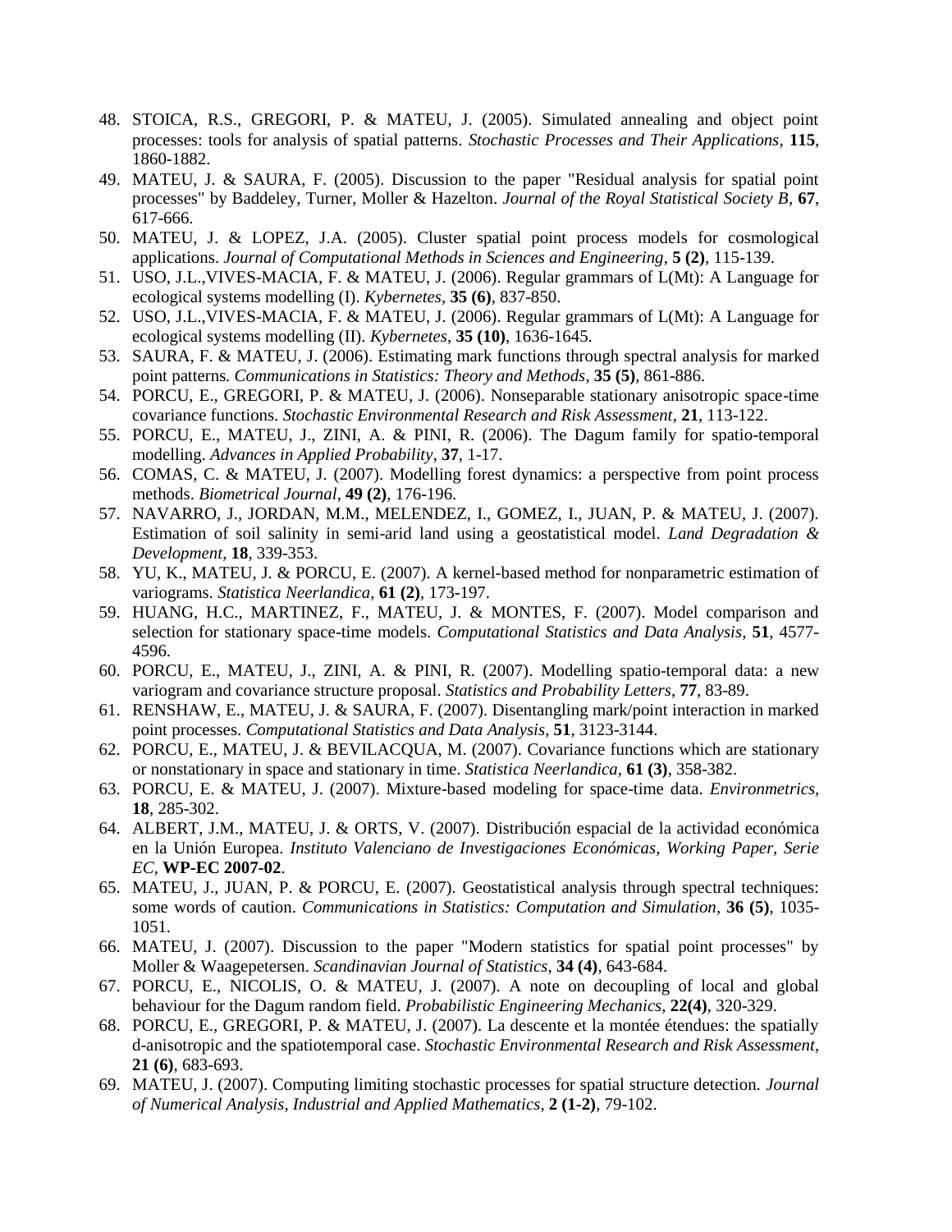48. STOICA, R.S., GREGORI, P. & MATEU, J. (2005). Simulated annealing and object point processes: tools for analysis of spatial patterns. *Stochastic Processes and Their Applications*, **115**, 1860-1882.
49. MATEU, J. & SAURA, F. (2005). Discussion to the paper "Residual analysis for spatial point processes" by Baddeley, Turner, Moller & Hazelton. *Journal of the Royal Statistical Society B*, **67**, 617-666.
50. MATEU, J. & LOPEZ, J.A. (2005). Cluster spatial point process models for cosmological applications. *Journal of Computational Methods in Sciences and Engineering*, **5 (2)**, 115-139.
51. USO, J.L.,VIVES-MACIA, F. & MATEU, J. (2006). Regular grammars of L(Mt): A Language for ecological systems modelling (I). *Kybernetes*, **35 (6)**, 837-850.
52. USO, J.L.,VIVES-MACIA, F. & MATEU, J. (2006). Regular grammars of L(Mt): A Language for ecological systems modelling (II). *Kybernetes*, **35 (10)**, 1636-1645.
53. SAURA, F. & MATEU, J. (2006). Estimating mark functions through spectral analysis for marked point patterns. *Communications in Statistics: Theory and Methods*, **35 (5)**, 861-886.
54. PORCU, E., GREGORI, P. & MATEU, J. (2006). Nonseparable stationary anisotropic space-time covariance functions. *Stochastic Environmental Research and Risk Assessment*, **21**, 113-122.
55. PORCU, E., MATEU, J., ZINI, A. & PINI, R. (2006). The Dagum family for spatio-temporal modelling. *Advances in Applied Probability*, **37**, 1-17.
56. COMAS, C. & MATEU, J. (2007). Modelling forest dynamics: a perspective from point process methods. *Biometrical Journal*, **49 (2)**, 176-196.
57. NAVARRO, J., JORDAN, M.M., MELENDEZ, I., GOMEZ, I., JUAN, P. & MATEU, J. (2007). Estimation of soil salinity in semi-arid land using a geostatistical model. *Land Degradation & Development*, **18**, 339-353.
58. YU, K., MATEU, J. & PORCU, E. (2007). A kernel-based method for nonparametric estimation of variograms. *Statistica Neerlandica*, **61 (2)**, 173-197.
59. HUANG, H.C., MARTINEZ, F., MATEU, J. & MONTES, F. (2007). Model comparison and selection for stationary space-time models. *Computational Statistics and Data Analysis*, **51**, 4577-4596.
60. PORCU, E., MATEU, J., ZINI, A. & PINI, R. (2007). Modelling spatio-temporal data: a new variogram and covariance structure proposal. *Statistics and Probability Letters*, **77**, 83-89.
61. RENSHAW, E., MATEU, J. & SAURA, F. (2007). Disentangling mark/point interaction in marked point processes. *Computational Statistics and Data Analysis*, **51**, 3123-3144.
62. PORCU, E., MATEU, J. & BEVILACQUA, M. (2007). Covariance functions which are stationary or nonstationary in space and stationary in time. *Statistica Neerlandica*, **61 (3)**, 358-382.
63. PORCU, E. & MATEU, J. (2007). Mixture-based modeling for space-time data. *Environmetrics*, **18**, 285-302.
64. ALBERT, J.M., MATEU, J. & ORTS, V. (2007). Distribución espacial de la actividad económica en la Unión Europea. *Instituto Valenciano de Investigaciones Económicas, Working Paper, Serie EC*, **WP-EC 2007-02**.
65. MATEU, J., JUAN, P. & PORCU, E. (2007). Geostatistical analysis through spectral techniques: some words of caution. *Communications in Statistics: Computation and Simulation*, **36 (5)**, 1035-1051.
66. MATEU, J. (2007). Discussion to the paper "Modern statistics for spatial point processes" by Moller & Waagepetersen. *Scandinavian Journal of Statistics*, **34 (4)**, 643-684.
67. PORCU, E., NICOLIS, O. & MATEU, J. (2007). A note on decoupling of local and global behaviour for the Dagum random field. *Probabilistic Engineering Mechanics*, **22(4)**, 320-329.
68. PORCU, E., GREGORI, P. & MATEU, J. (2007). La descente et la montée étendues: the spatially d-anisotropic and the spatiotemporal case. *Stochastic Environmental Research and Risk Assessment*, **21 (6)**, 683-693.
69. MATEU, J. (2007). Computing limiting stochastic processes for spatial structure detection. *Journal of Numerical Analysis, Industrial and Applied Mathematics*, **2 (1-2)**, 79-102.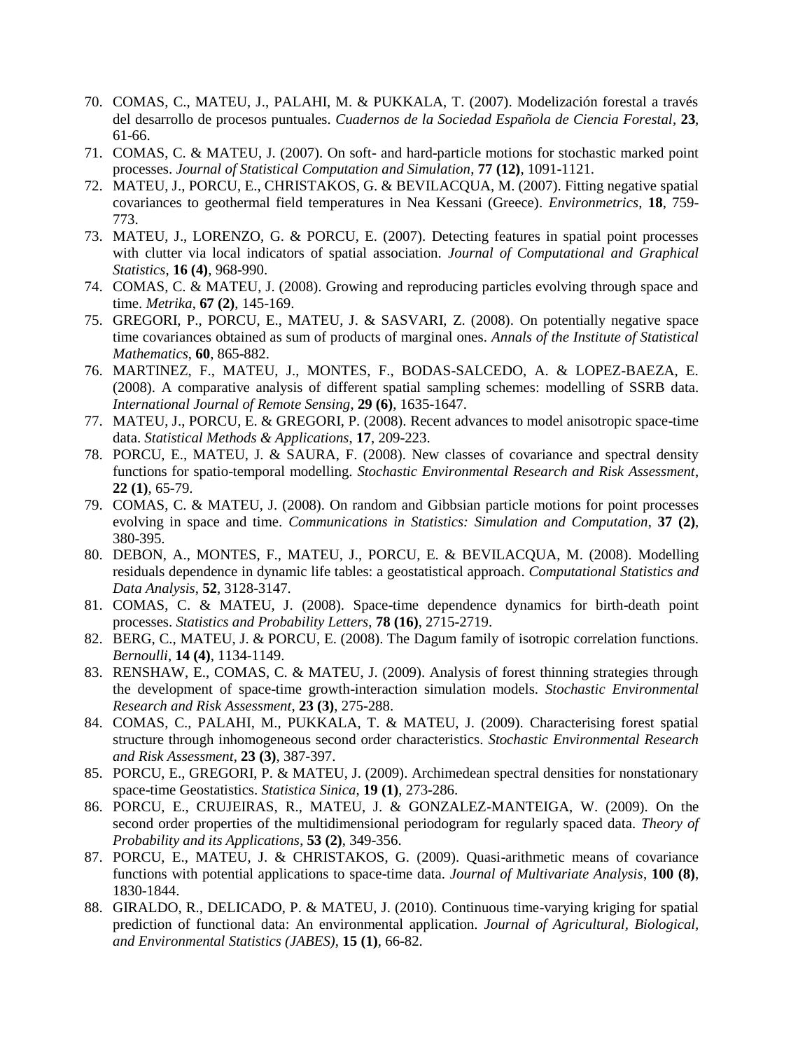70. COMAS, C., MATEU, J., PALAHI, M. & PUKKALA, T. (2007). Modelización forestal a través del desarrollo de procesos puntuales. *Cuadernos de la Sociedad Española de Ciencia Forestal*, **23**, 61-66.
71. COMAS, C. & MATEU, J. (2007). On soft- and hard-particle motions for stochastic marked point processes. *Journal of Statistical Computation and Simulation*, **77 (12)**, 1091-1121.
72. MATEU, J., PORCU, E., CHRISTAKOS, G. & BEVILACQUA, M. (2007). Fitting negative spatial covariances to geothermal field temperatures in Nea Kessani (Greece). *Environmetrics*, **18**, 759-773.
73. MATEU, J., LORENZO, G. & PORCU, E. (2007). Detecting features in spatial point processes with clutter via local indicators of spatial association. *Journal of Computational and Graphical Statistics*, **16 (4)**, 968-990.
74. COMAS, C. & MATEU, J. (2008). Growing and reproducing particles evolving through space and time. *Metrika*, **67 (2)**, 145-169.
75. GREGORI, P., PORCU, E., MATEU, J. & SASVARI, Z. (2008). On potentially negative space time covariances obtained as sum of products of marginal ones. *Annals of the Institute of Statistical Mathematics*, **60**, 865-882.
76. MARTINEZ, F., MATEU, J., MONTES, F., BODAS-SALCEDO, A. & LOPEZ-BAEZA, E. (2008). A comparative analysis of different spatial sampling schemes: modelling of SSRB data. *International Journal of Remote Sensing*, **29 (6)**, 1635-1647.
77. MATEU, J., PORCU, E. & GREGORI, P. (2008). Recent advances to model anisotropic space-time data. *Statistical Methods & Applications*, **17**, 209-223.
78. PORCU, E., MATEU, J. & SAURA, F. (2008). New classes of covariance and spectral density functions for spatio-temporal modelling. *Stochastic Environmental Research and Risk Assessment*, **22 (1)**, 65-79.
79. COMAS, C. & MATEU, J. (2008). On random and Gibbsian particle motions for point processes evolving in space and time. *Communications in Statistics: Simulation and Computation*, **37 (2)**, 380-395.
80. DEBON, A., MONTES, F., MATEU, J., PORCU, E. & BEVILACQUA, M. (2008). Modelling residuals dependence in dynamic life tables: a geostatistical approach. *Computational Statistics and Data Analysis*, **52**, 3128-3147.
81. COMAS, C. & MATEU, J. (2008). Space-time dependence dynamics for birth-death point processes. *Statistics and Probability Letters*, **78 (16)**, 2715-2719.
82. BERG, C., MATEU, J. & PORCU, E. (2008). The Dagum family of isotropic correlation functions. *Bernoulli*, **14 (4)**, 1134-1149.
83. RENSHAW, E., COMAS, C. & MATEU, J. (2009). Analysis of forest thinning strategies through the development of space-time growth-interaction simulation models. *Stochastic Environmental Research and Risk Assessment*, **23 (3)**, 275-288.
84. COMAS, C., PALAHI, M., PUKKALA, T. & MATEU, J. (2009). Characterising forest spatial structure through inhomogeneous second order characteristics. *Stochastic Environmental Research and Risk Assessment*, **23 (3)**, 387-397.
85. PORCU, E., GREGORI, P. & MATEU, J. (2009). Archimedean spectral densities for nonstationary space-time Geostatistics. *Statistica Sinica*, **19 (1)**, 273-286.
86. PORCU, E., CRUJEIRAS, R., MATEU, J. & GONZALEZ-MANTEIGA, W. (2009). On the second order properties of the multidimensional periodogram for regularly spaced data. *Theory of Probability and its Applications*, **53 (2)**, 349-356.
87. PORCU, E., MATEU, J. & CHRISTAKOS, G. (2009). Quasi-arithmetic means of covariance functions with potential applications to space-time data. *Journal of Multivariate Analysis*, **100 (8)**, 1830-1844.
88. GIRALDO, R., DELICADO, P. & MATEU, J. (2010). Continuous time-varying kriging for spatial prediction of functional data: An environmental application. *Journal of Agricultural, Biological, and Environmental Statistics (JABES)*, **15 (1)**, 66-82.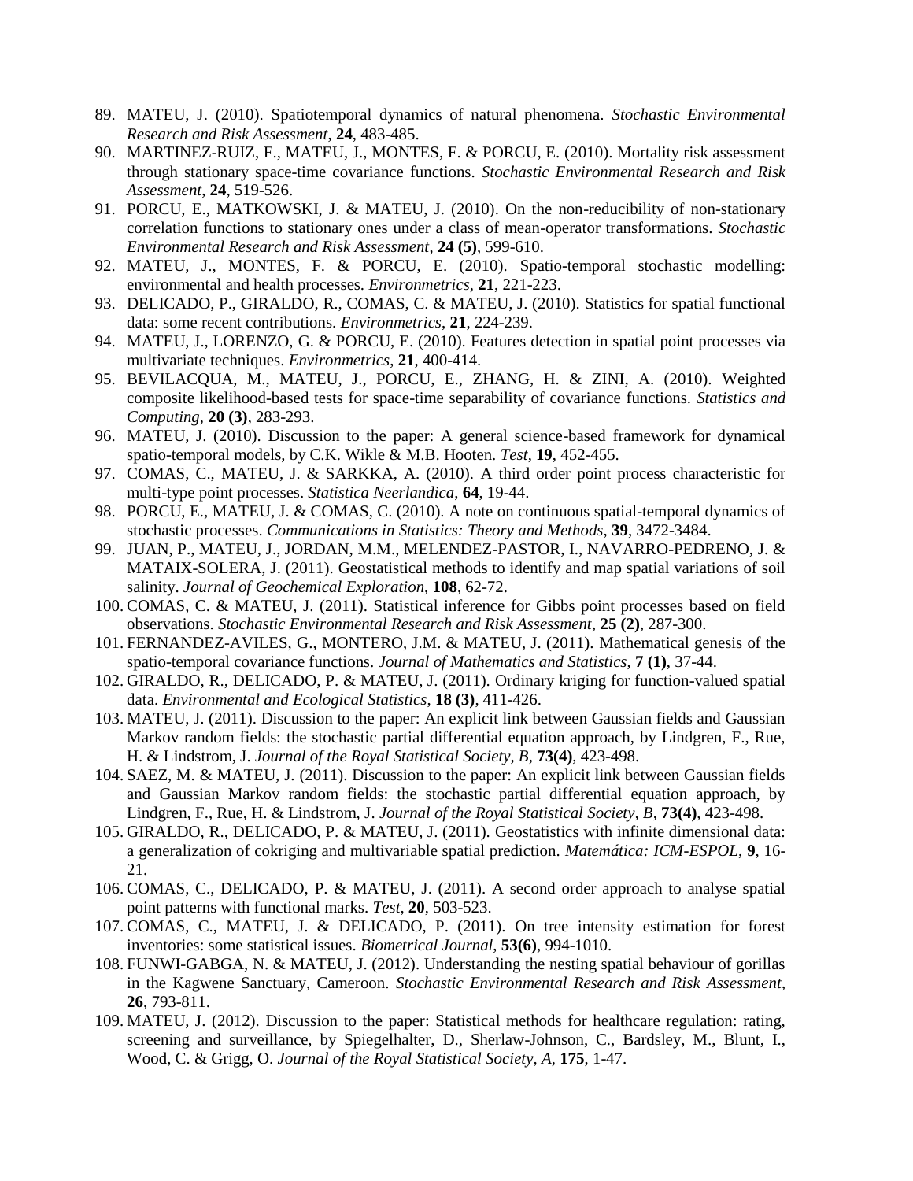89. MATEU, J. (2010). Spatiotemporal dynamics of natural phenomena. *Stochastic Environmental Research and Risk Assessment*, **24**, 483-485.
90. MARTINEZ-RUIZ, F., MATEU, J., MONTES, F. & PORCU, E. (2010). Mortality risk assessment through stationary space-time covariance functions. *Stochastic Environmental Research and Risk Assessment*, **24**, 519-526.
91. PORCU, E., MATKOWSKI, J. & MATEU, J. (2010). On the non-reducibility of non-stationary correlation functions to stationary ones under a class of mean-operator transformations. *Stochastic Environmental Research and Risk Assessment*, **24 (5)**, 599-610.
92. MATEU, J., MONTES, F. & PORCU, E. (2010). Spatio-temporal stochastic modelling: environmental and health processes. *Environmetrics*, **21**, 221-223.
93. DELICADO, P., GIRALDO, R., COMAS, C. & MATEU, J. (2010). Statistics for spatial functional data: some recent contributions. *Environmetrics*, **21**, 224-239.
94. MATEU, J., LORENZO, G. & PORCU, E. (2010). Features detection in spatial point processes via multivariate techniques. *Environmetrics*, **21**, 400-414.
95. BEVILACQUA, M., MATEU, J., PORCU, E., ZHANG, H. & ZINI, A. (2010). Weighted composite likelihood-based tests for space-time separability of covariance functions. *Statistics and Computing*, **20 (3)**, 283-293.
96. MATEU, J. (2010). Discussion to the paper: A general science-based framework for dynamical spatio-temporal models, by C.K. Wikle & M.B. Hooten. *Test*, **19**, 452-455.
97. COMAS, C., MATEU, J. & SARKKA, A. (2010). A third order point process characteristic for multi-type point processes. *Statistica Neerlandica*, **64**, 19-44.
98. PORCU, E., MATEU, J. & COMAS, C. (2010). A note on continuous spatial-temporal dynamics of stochastic processes. *Communications in Statistics: Theory and Methods*, **39**, 3472-3484.
99. JUAN, P., MATEU, J., JORDAN, M.M., MELENDEZ-PASTOR, I., NAVARRO-PEDRENO, J. & MATAIX-SOLERA, J. (2011). Geostatistical methods to identify and map spatial variations of soil salinity. *Journal of Geochemical Exploration*, **108**, 62-72.
100. COMAS, C. & MATEU, J. (2011). Statistical inference for Gibbs point processes based on field observations. *Stochastic Environmental Research and Risk Assessment*, **25 (2)**, 287-300.
101. FERNANDEZ-AVILES, G., MONTERO, J.M. & MATEU, J. (2011). Mathematical genesis of the spatio-temporal covariance functions. *Journal of Mathematics and Statistics*, **7 (1)**, 37-44.
102. GIRALDO, R., DELICADO, P. & MATEU, J. (2011). Ordinary kriging for function-valued spatial data. *Environmental and Ecological Statistics*, **18 (3)**, 411-426.
103. MATEU, J. (2011). Discussion to the paper: An explicit link between Gaussian fields and Gaussian Markov random fields: the stochastic partial differential equation approach, by Lindgren, F., Rue, H. & Lindstrom, J. *Journal of the Royal Statistical Society, B*, **73(4)**, 423-498.
104. SAEZ, M. & MATEU, J. (2011). Discussion to the paper: An explicit link between Gaussian fields and Gaussian Markov random fields: the stochastic partial differential equation approach, by Lindgren, F., Rue, H. & Lindstrom, J. *Journal of the Royal Statistical Society, B*, **73(4)**, 423-498.
105. GIRALDO, R., DELICADO, P. & MATEU, J. (2011). Geostatistics with infinite dimensional data: a generalization of cokriging and multivariable spatial prediction. *Matemática: ICM-ESPOL*, **9**, 16-21.
106. COMAS, C., DELICADO, P. & MATEU, J. (2011). A second order approach to analyse spatial point patterns with functional marks. *Test*, **20**, 503-523.
107. COMAS, C., MATEU, J. & DELICADO, P. (2011). On tree intensity estimation for forest inventories: some statistical issues. *Biometrical Journal*, **53(6)**, 994-1010.
108. FUNWI-GABGA, N. & MATEU, J. (2012). Understanding the nesting spatial behaviour of gorillas in the Kagwene Sanctuary, Cameroon. *Stochastic Environmental Research and Risk Assessment*, **26**, 793-811.
109. MATEU, J. (2012). Discussion to the paper: Statistical methods for healthcare regulation: rating, screening and surveillance, by Spiegelhalter, D., Sherlaw-Johnson, C., Bardsley, M., Blunt, I., Wood, C. & Grigg, O. *Journal of the Royal Statistical Society, A*, **175**, 1-47.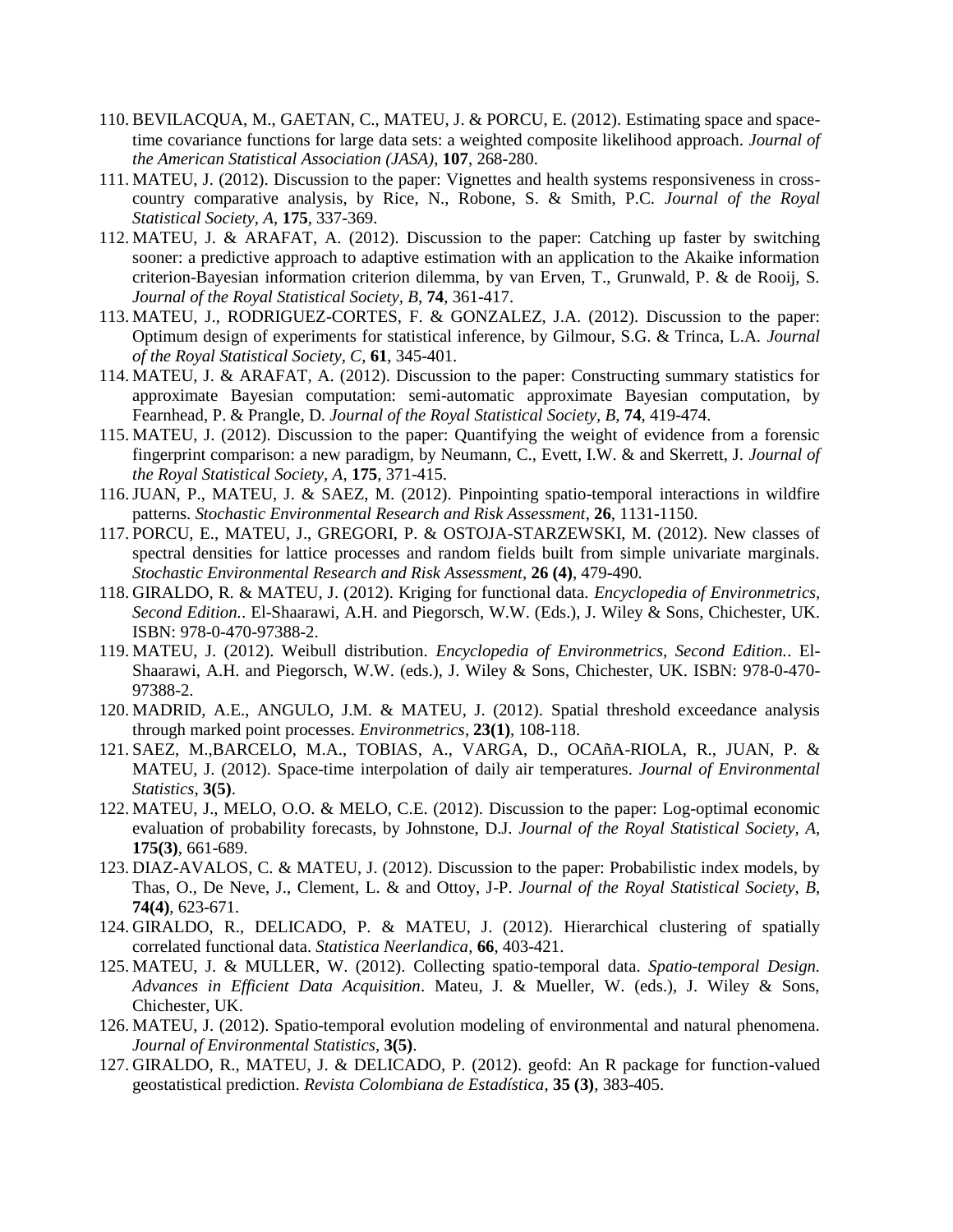110. BEVILACQUA, M., GAETAN, C., MATEU, J. & PORCU, E. (2012). Estimating space and space-time covariance functions for large data sets: a weighted composite likelihood approach. *Journal of the American Statistical Association (JASA)*, **107**, 268-280.
111. MATEU, J. (2012). Discussion to the paper: Vignettes and health systems responsiveness in cross-country comparative analysis, by Rice, N., Robone, S. & Smith, P.C. *Journal of the Royal Statistical Society, A*, **175**, 337-369.
112. MATEU, J. & ARAFAT, A. (2012). Discussion to the paper: Catching up faster by switching sooner: a predictive approach to adaptive estimation with an application to the Akaike information criterion-Bayesian information criterion dilemma, by van Erven, T., Grunwald, P. & de Rooij, S. *Journal of the Royal Statistical Society, B*, **74**, 361-417.
113. MATEU, J., RODRIGUEZ-CORTES, F. & GONZALEZ, J.A. (2012). Discussion to the paper: Optimum design of experiments for statistical inference, by Gilmour, S.G. & Trinca, L.A. *Journal of the Royal Statistical Society, C*, **61**, 345-401.
114. MATEU, J. & ARAFAT, A. (2012). Discussion to the paper: Constructing summary statistics for approximate Bayesian computation: semi-automatic approximate Bayesian computation, by Fearnhead, P. & Prangle, D. *Journal of the Royal Statistical Society, B*, **74**, 419-474.
115. MATEU, J. (2012). Discussion to the paper: Quantifying the weight of evidence from a forensic fingerprint comparison: a new paradigm, by Neumann, C., Evett, I.W. & and Skerrett, J. *Journal of the Royal Statistical Society, A*, **175**, 371-415.
116. JUAN, P., MATEU, J. & SAEZ, M. (2012). Pinpointing spatio-temporal interactions in wildfire patterns. *Stochastic Environmental Research and Risk Assessment*, **26**, 1131-1150.
117. PORCU, E., MATEU, J., GREGORI, P. & OSTOJA-STARZEWSKI, M. (2012). New classes of spectral densities for lattice processes and random fields built from simple univariate marginals. *Stochastic Environmental Research and Risk Assessment*, **26 (4)**, 479-490.
118. GIRALDO, R. & MATEU, J. (2012). Kriging for functional data. *Encyclopedia of Environmetrics, Second Edition.*. El-Shaarawi, A.H. and Piegorsch, W.W. (Eds.), J. Wiley & Sons, Chichester, UK. ISBN: 978-0-470-97388-2.
119. MATEU, J. (2012). Weibull distribution. *Encyclopedia of Environmetrics, Second Edition.*. El-Shaarawi, A.H. and Piegorsch, W.W. (eds.), J. Wiley & Sons, Chichester, UK. ISBN: 978-0-470-97388-2.
120. MADRID, A.E., ANGULO, J.M. & MATEU, J. (2012). Spatial threshold exceedance analysis through marked point processes. *Environmetrics*, **23(1)**, 108-118.
121. SAEZ, M.,BARCELO, M.A., TOBIAS, A., VARGA, D., OCAñA-RIOLA, R., JUAN, P. & MATEU, J. (2012). Space-time interpolation of daily air temperatures. *Journal of Environmental Statistics*, **3(5)**.
122. MATEU, J., MELO, O.O. & MELO, C.E. (2012). Discussion to the paper: Log-optimal economic evaluation of probability forecasts, by Johnstone, D.J. *Journal of the Royal Statistical Society, A*, **175(3)**, 661-689.
123. DIAZ-AVALOS, C. & MATEU, J. (2012). Discussion to the paper: Probabilistic index models, by Thas, O., De Neve, J., Clement, L. & and Ottoy, J-P. *Journal of the Royal Statistical Society, B*, **74(4)**, 623-671.
124. GIRALDO, R., DELICADO, P. & MATEU, J. (2012). Hierarchical clustering of spatially correlated functional data. *Statistica Neerlandica*, **66**, 403-421.
125. MATEU, J. & MULLER, W. (2012). Collecting spatio-temporal data. *Spatio-temporal Design. Advances in Efficient Data Acquisition*. Mateu, J. & Mueller, W. (eds.), J. Wiley & Sons, Chichester, UK.
126. MATEU, J. (2012). Spatio-temporal evolution modeling of environmental and natural phenomena. *Journal of Environmental Statistics*, **3(5)**.
127. GIRALDO, R., MATEU, J. & DELICADO, P. (2012). geofd: An R package for function-valued geostatistical prediction. *Revista Colombiana de Estadística*, **35 (3)**, 383-405.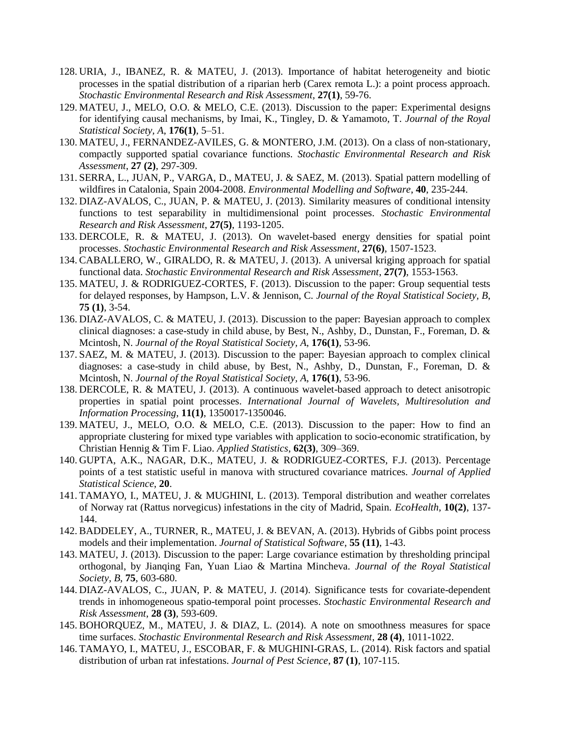128. URIA, J., IBANEZ, R. & MATEU, J. (2013). Importance of habitat heterogeneity and biotic processes in the spatial distribution of a riparian herb (Carex remota L.): a point process approach. *Stochastic Environmental Research and Risk Assessment*, **27(1)**, 59-76.
129. MATEU, J., MELO, O.O. & MELO, C.E. (2013). Discussion to the paper: Experimental designs for identifying causal mechanisms, by Imai, K., Tingley, D. & Yamamoto, T. *Journal of the Royal Statistical Society, A*, **176(1)**, 5–51.
130. MATEU, J., FERNANDEZ-AVILES, G. & MONTERO, J.M. (2013). On a class of non-stationary, compactly supported spatial covariance functions. *Stochastic Environmental Research and Risk Assessment*, **27 (2)**, 297-309.
131. SERRA, L., JUAN, P., VARGA, D., MATEU, J. & SAEZ, M. (2013). Spatial pattern modelling of wildfires in Catalonia, Spain 2004-2008. *Environmental Modelling and Software*, **40**, 235-244.
132. DIAZ-AVALOS, C., JUAN, P. & MATEU, J. (2013). Similarity measures of conditional intensity functions to test separability in multidimensional point processes. *Stochastic Environmental Research and Risk Assessment*, **27(5)**, 1193-1205.
133. DERCOLE, R. & MATEU, J. (2013). On wavelet-based energy densities for spatial point processes. *Stochastic Environmental Research and Risk Assessment*, **27(6)**, 1507-1523.
134. CABALLERO, W., GIRALDO, R. & MATEU, J. (2013). A universal kriging approach for spatial functional data. *Stochastic Environmental Research and Risk Assessment*, **27(7)**, 1553-1563.
135. MATEU, J. & RODRIGUEZ-CORTES, F. (2013). Discussion to the paper: Group sequential tests for delayed responses, by Hampson, L.V. & Jennison, C. *Journal of the Royal Statistical Society, B*, **75 (1)**, 3-54.
136. DIAZ-AVALOS, C. & MATEU, J. (2013). Discussion to the paper: Bayesian approach to complex clinical diagnoses: a case-study in child abuse, by Best, N., Ashby, D., Dunstan, F., Foreman, D. & Mcintosh, N. *Journal of the Royal Statistical Society, A*, **176(1)**, 53-96.
137. SAEZ, M. & MATEU, J. (2013). Discussion to the paper: Bayesian approach to complex clinical diagnoses: a case-study in child abuse, by Best, N., Ashby, D., Dunstan, F., Foreman, D. & Mcintosh, N. *Journal of the Royal Statistical Society, A*, **176(1)**, 53-96.
138. DERCOLE, R. & MATEU, J. (2013). A continuous wavelet-based approach to detect anisotropic properties in spatial point processes. *International Journal of Wavelets, Multiresolution and Information Processing*, **11(1)**, 1350017-1350046.
139. MATEU, J., MELO, O.O. & MELO, C.E. (2013). Discussion to the paper: How to find an appropriate clustering for mixed type variables with application to socio-economic stratification, by Christian Hennig & Tim F. Liao. *Applied Statistics*, **62(3)**, 309–369.
140. GUPTA, A.K., NAGAR, D.K., MATEU, J. & RODRIGUEZ-CORTES, F.J. (2013). Percentage points of a test statistic useful in manova with structured covariance matrices. *Journal of Applied Statistical Science*, **20**.
141. TAMAYO, I., MATEU, J. & MUGHINI, L. (2013). Temporal distribution and weather correlates of Norway rat (Rattus norvegicus) infestations in the city of Madrid, Spain. *EcoHealth*, **10(2)**, 137-144.
142. BADDELEY, A., TURNER, R., MATEU, J. & BEVAN, A. (2013). Hybrids of Gibbs point process models and their implementation. *Journal of Statistical Software*, **55 (11)**, 1-43.
143. MATEU, J. (2013). Discussion to the paper: Large covariance estimation by thresholding principal orthogonal, by Jianqing Fan, Yuan Liao & Martina Mincheva. *Journal of the Royal Statistical Society, B*, **75**, 603-680.
144. DIAZ-AVALOS, C., JUAN, P. & MATEU, J. (2014). Significance tests for covariate-dependent trends in inhomogeneous spatio-temporal point processes. *Stochastic Environmental Research and Risk Assessment*, **28 (3)**, 593-609.
145. BOHORQUEZ, M., MATEU, J. & DIAZ, L. (2014). A note on smoothness measures for space time surfaces. *Stochastic Environmental Research and Risk Assessment*, **28 (4)**, 1011-1022.
146. TAMAYO, I., MATEU, J., ESCOBAR, F. & MUGHINI-GRAS, L. (2014). Risk factors and spatial distribution of urban rat infestations. *Journal of Pest Science*, **87 (1)**, 107-115.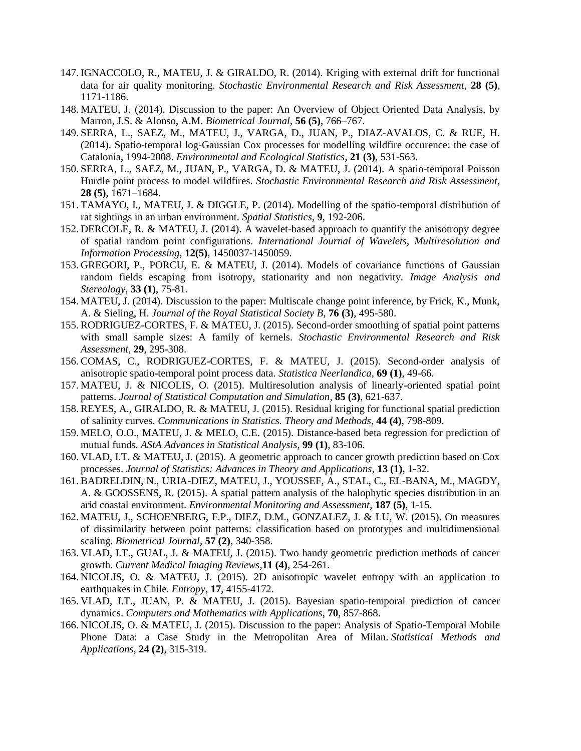147. IGNACCOLO, R., MATEU, J. & GIRALDO, R. (2014). Kriging with external drift for functional data for air quality monitoring. *Stochastic Environmental Research and Risk Assessment*, **28 (5)**, 1171-1186.
148. MATEU, J. (2014). Discussion to the paper: An Overview of Object Oriented Data Analysis, by Marron, J.S. & Alonso, A.M. *Biometrical Journal*, **56 (5)**, 766–767.
149. SERRA, L., SAEZ, M., MATEU, J., VARGA, D., JUAN, P., DIAZ-AVALOS, C. & RUE, H. (2014). Spatio-temporal log-Gaussian Cox processes for modelling wildfire occurence: the case of Catalonia, 1994-2008. *Environmental and Ecological Statistics*, **21 (3)**, 531-563.
150. SERRA, L., SAEZ, M., JUAN, P., VARGA, D. & MATEU, J. (2014). A spatio-temporal Poisson Hurdle point process to model wildfires. *Stochastic Environmental Research and Risk Assessment*, **28 (5)**, 1671–1684.
151. TAMAYO, I., MATEU, J. & DIGGLE, P. (2014). Modelling of the spatio-temporal distribution of rat sightings in an urban environment. *Spatial Statistics*, **9**, 192-206.
152. DERCOLE, R. & MATEU, J. (2014). A wavelet-based approach to quantify the anisotropy degree of spatial random point configurations. *International Journal of Wavelets, Multiresolution and Information Processing*, **12(5)**, 1450037-1450059.
153. GREGORI, P., PORCU, E. & MATEU, J. (2014). Models of covariance functions of Gaussian random fields escaping from isotropy, stationarity and non negativity. *Image Analysis and Stereology*, **33 (1)**, 75-81.
154. MATEU, J. (2014). Discussion to the paper: Multiscale change point inference, by Frick, K., Munk, A. & Sieling, H. *Journal of the Royal Statistical Society B*, **76 (3)**, 495-580.
155. RODRIGUEZ-CORTES, F. & MATEU, J. (2015). Second-order smoothing of spatial point patterns with small sample sizes: A family of kernels. *Stochastic Environmental Research and Risk Assessment*, **29**, 295-308.
156. COMAS, C., RODRIGUEZ-CORTES, F. & MATEU, J. (2015). Second-order analysis of anisotropic spatio-temporal point process data. *Statistica Neerlandica*, **69 (1)**, 49-66.
157. MATEU, J. & NICOLIS, O. (2015). Multiresolution analysis of linearly-oriented spatial point patterns. *Journal of Statistical Computation and Simulation*, **85 (3)**, 621-637.
158. REYES, A., GIRALDO, R. & MATEU, J. (2015). Residual kriging for functional spatial prediction of salinity curves. *Communications in Statistics. Theory and Methods*, **44 (4)**, 798-809.
159. MELO, O.O., MATEU, J. & MELO, C.E. (2015). Distance-based beta regression for prediction of mutual funds. *AStA Advances in Statistical Analysis*, **99 (1)**, 83-106.
160. VLAD, I.T. & MATEU, J. (2015). A geometric approach to cancer growth prediction based on Cox processes. *Journal of Statistics: Advances in Theory and Applications*, **13 (1)**, 1-32.
161. BADRELDIN, N., URIA-DIEZ, MATEU, J., YOUSSEF, A., STAL, C., EL-BANA, M., MAGDY, A. & GOOSSENS, R. (2015). A spatial pattern analysis of the halophytic species distribution in an arid coastal environment. *Environmental Monitoring and Assessment*, **187 (5)**, 1-15.
162. MATEU, J., SCHOENBERG, F.P., DIEZ, D.M., GONZALEZ, J. & LU, W. (2015). On measures of dissimilarity between point patterns: classification based on prototypes and multidimensional scaling. *Biometrical Journal*, **57 (2)**, 340-358.
163. VLAD, I.T., GUAL, J. & MATEU, J. (2015). Two handy geometric prediction methods of cancer growth. *Current Medical Imaging Reviews*,**11 (4)**, 254-261.
164. NICOLIS, O. & MATEU, J. (2015). 2D anisotropic wavelet entropy with an application to earthquakes in Chile. *Entropy*, **17**, 4155-4172.
165. VLAD, I.T., JUAN, P. & MATEU, J. (2015). Bayesian spatio-temporal prediction of cancer dynamics. *Computers and Mathematics with Applications*, **70**, 857-868.
166. NICOLIS, O. & MATEU, J. (2015). Discussion to the paper: Analysis of Spatio-Temporal Mobile Phone Data: a Case Study in the Metropolitan Area of Milan. *Statistical Methods and Applications*, **24 (2)**, 315-319.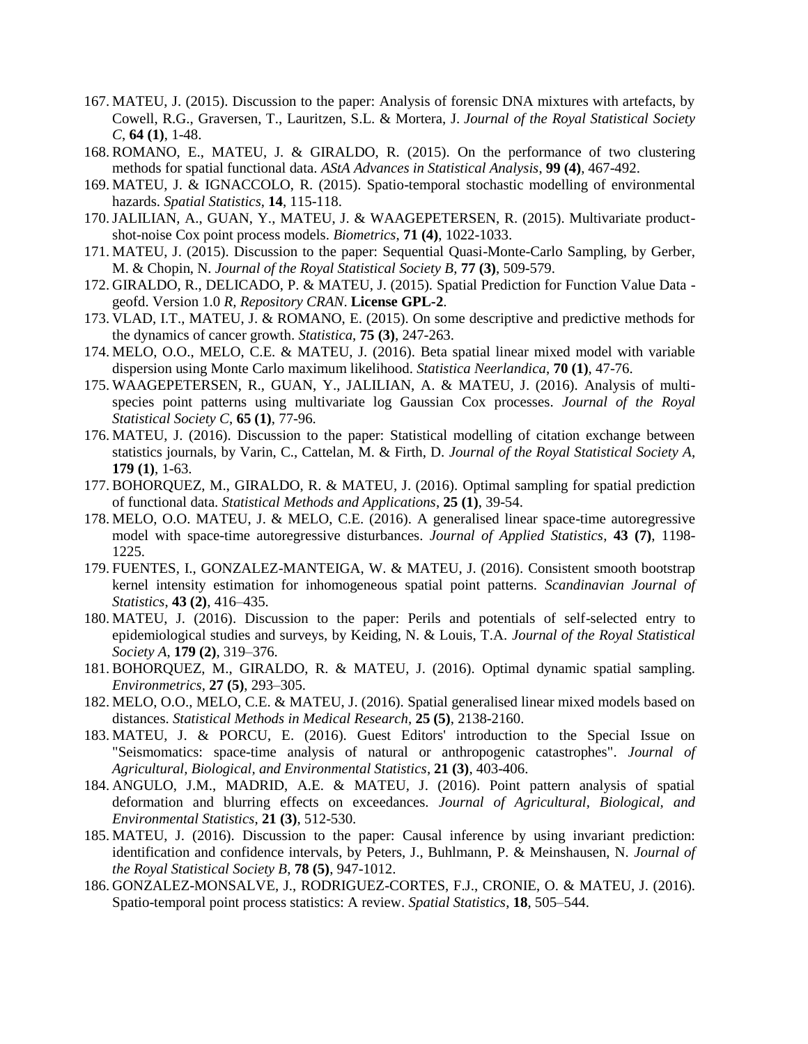167. MATEU, J. (2015). Discussion to the paper: Analysis of forensic DNA mixtures with artefacts, by Cowell, R.G., Graversen, T., Lauritzen, S.L. & Mortera, J. *Journal of the Royal Statistical Society C*, **64 (1)**, 1-48.
168. ROMANO, E., MATEU, J. & GIRALDO, R. (2015). On the performance of two clustering methods for spatial functional data. *AStA Advances in Statistical Analysis*, **99 (4)**, 467-492.
169. MATEU, J. & IGNACCOLO, R. (2015). Spatio-temporal stochastic modelling of environmental hazards. *Spatial Statistics*, **14**, 115-118.
170. JALILIAN, A., GUAN, Y., MATEU, J. & WAAGEPETERSEN, R. (2015). Multivariate product-shot-noise Cox point process models. *Biometrics*, **71 (4)**, 1022-1033.
171. MATEU, J. (2015). Discussion to the paper: Sequential Quasi-Monte-Carlo Sampling, by Gerber, M. & Chopin, N. *Journal of the Royal Statistical Society B*, **77 (3)**, 509-579.
172. GIRALDO, R., DELICADO, P. & MATEU, J. (2015). Spatial Prediction for Function Value Data - geofd. Version 1.0 *R, Repository CRAN*. **License GPL-2**.
173. VLAD, I.T., MATEU, J. & ROMANO, E. (2015). On some descriptive and predictive methods for the dynamics of cancer growth. *Statistica*, **75 (3)**, 247-263.
174. MELO, O.O., MELO, C.E. & MATEU, J. (2016). Beta spatial linear mixed model with variable dispersion using Monte Carlo maximum likelihood. *Statistica Neerlandica*, **70 (1)**, 47-76.
175. WAAGEPETERSEN, R., GUAN, Y., JALILIAN, A. & MATEU, J. (2016). Analysis of multi-species point patterns using multivariate log Gaussian Cox processes. *Journal of the Royal Statistical Society C*, **65 (1)**, 77-96.
176. MATEU, J. (2016). Discussion to the paper: Statistical modelling of citation exchange between statistics journals, by Varin, C., Cattelan, M. & Firth, D. *Journal of the Royal Statistical Society A*, **179 (1)**, 1-63.
177. BOHORQUEZ, M., GIRALDO, R. & MATEU, J. (2016). Optimal sampling for spatial prediction of functional data. *Statistical Methods and Applications*, **25 (1)**, 39-54.
178. MELO, O.O. MATEU, J. & MELO, C.E. (2016). A generalised linear space-time autoregressive model with space-time autoregressive disturbances. *Journal of Applied Statistics*, **43 (7)**, 1198-1225.
179. FUENTES, I., GONZALEZ-MANTEIGA, W. & MATEU, J. (2016). Consistent smooth bootstrap kernel intensity estimation for inhomogeneous spatial point patterns. *Scandinavian Journal of Statistics*, **43 (2)**, 416–435.
180. MATEU, J. (2016). Discussion to the paper: Perils and potentials of self-selected entry to epidemiological studies and surveys, by Keiding, N. & Louis, T.A. *Journal of the Royal Statistical Society A*, **179 (2)**, 319–376.
181. BOHORQUEZ, M., GIRALDO, R. & MATEU, J. (2016). Optimal dynamic spatial sampling. *Environmetrics*, **27 (5)**, 293–305.
182. MELO, O.O., MELO, C.E. & MATEU, J. (2016). Spatial generalised linear mixed models based on distances. *Statistical Methods in Medical Research*, **25 (5)**, 2138-2160.
183. MATEU, J. & PORCU, E. (2016). Guest Editors' introduction to the Special Issue on "Seismomatics: space-time analysis of natural or anthropogenic catastrophes". *Journal of Agricultural, Biological, and Environmental Statistics*, **21 (3)**, 403-406.
184. ANGULO, J.M., MADRID, A.E. & MATEU, J. (2016). Point pattern analysis of spatial deformation and blurring effects on exceedances. *Journal of Agricultural, Biological, and Environmental Statistics*, **21 (3)**, 512-530.
185. MATEU, J. (2016). Discussion to the paper: Causal inference by using invariant prediction: identification and confidence intervals, by Peters, J., Buhlmann, P. & Meinshausen, N. *Journal of the Royal Statistical Society B*, **78 (5)**, 947-1012.
186. GONZALEZ-MONSALVE, J., RODRIGUEZ-CORTES, F.J., CRONIE, O. & MATEU, J. (2016). Spatio-temporal point process statistics: A review. *Spatial Statistics*, **18**, 505–544.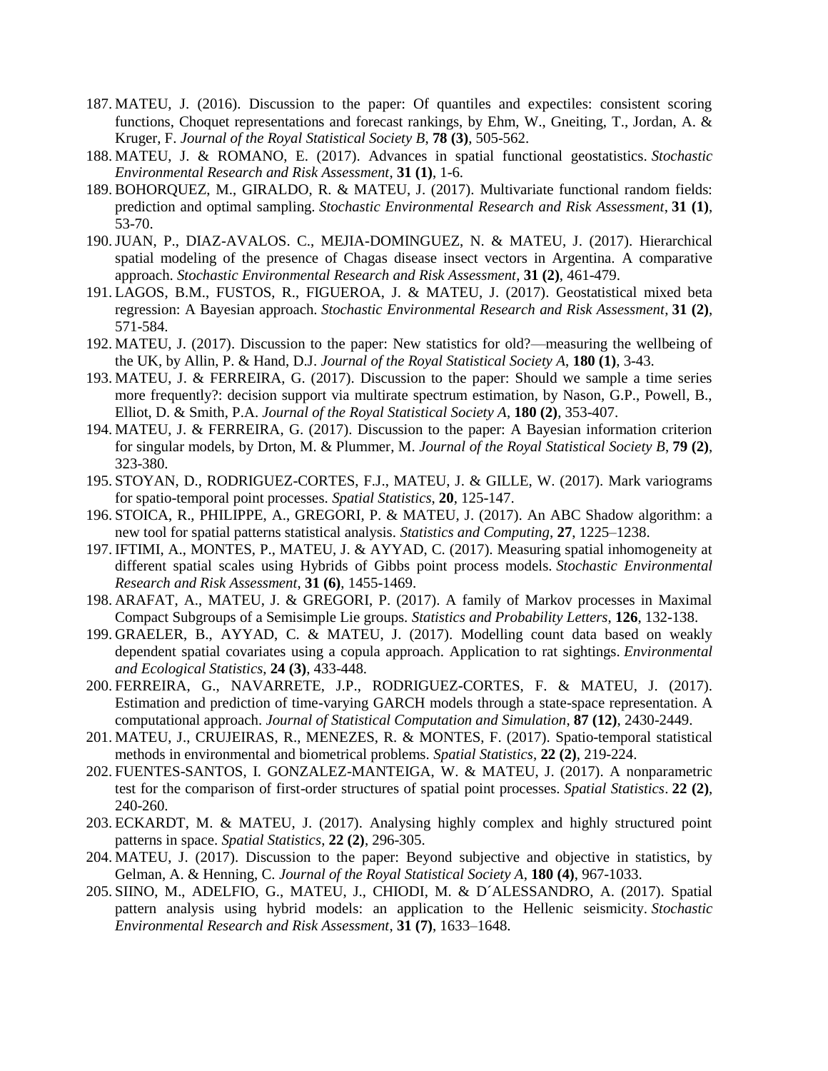187. MATEU, J. (2016). Discussion to the paper: Of quantiles and expectiles: consistent scoring functions, Choquet representations and forecast rankings, by Ehm, W., Gneiting, T., Jordan, A. & Kruger, F. *Journal of the Royal Statistical Society B*, **78 (3)**, 505-562.
188. MATEU, J. & ROMANO, E. (2017). Advances in spatial functional geostatistics. *Stochastic Environmental Research and Risk Assessment*, **31 (1)**, 1-6.
189. BOHORQUEZ, M., GIRALDO, R. & MATEU, J. (2017). Multivariate functional random fields: prediction and optimal sampling. *Stochastic Environmental Research and Risk Assessment*, **31 (1)**, 53-70.
190. JUAN, P., DIAZ-AVALOS. C., MEJIA-DOMINGUEZ, N. & MATEU, J. (2017). Hierarchical spatial modeling of the presence of Chagas disease insect vectors in Argentina. A comparative approach. *Stochastic Environmental Research and Risk Assessment*, **31 (2)**, 461-479.
191. LAGOS, B.M., FUSTOS, R., FIGUEROA, J. & MATEU, J. (2017). Geostatistical mixed beta regression: A Bayesian approach. *Stochastic Environmental Research and Risk Assessment*, **31 (2)**, 571-584.
192. MATEU, J. (2017). Discussion to the paper: New statistics for old?—measuring the wellbeing of the UK, by Allin, P. & Hand, D.J. *Journal of the Royal Statistical Society A*, **180 (1)**, 3-43.
193. MATEU, J. & FERREIRA, G. (2017). Discussion to the paper: Should we sample a time series more frequently?: decision support via multirate spectrum estimation, by Nason, G.P., Powell, B., Elliot, D. & Smith, P.A. *Journal of the Royal Statistical Society A*, **180 (2)**, 353-407.
194. MATEU, J. & FERREIRA, G. (2017). Discussion to the paper: A Bayesian information criterion for singular models, by Drton, M. & Plummer, M. *Journal of the Royal Statistical Society B*, **79 (2)**, 323-380.
195. STOYAN, D., RODRIGUEZ-CORTES, F.J., MATEU, J. & GILLE, W. (2017). Mark variograms for spatio-temporal point processes. *Spatial Statistics*, **20**, 125-147.
196. STOICA, R., PHILIPPE, A., GREGORI, P. & MATEU, J. (2017). An ABC Shadow algorithm: a new tool for spatial patterns statistical analysis. *Statistics and Computing*, **27**, 1225–1238.
197. IFTIMI, A., MONTES, P., MATEU, J. & AYYAD, C. (2017). Measuring spatial inhomogeneity at different spatial scales using Hybrids of Gibbs point process models. *Stochastic Environmental Research and Risk Assessment*, **31 (6)**, 1455-1469.
198. ARAFAT, A., MATEU, J. & GREGORI, P. (2017). A family of Markov processes in Maximal Compact Subgroups of a Semisimple Lie groups. *Statistics and Probability Letters*, **126**, 132-138.
199. GRAELER, B., AYYAD, C. & MATEU, J. (2017). Modelling count data based on weakly dependent spatial covariates using a copula approach. Application to rat sightings. *Environmental and Ecological Statistics*, **24 (3)**, 433-448.
200. FERREIRA, G., NAVARRETE, J.P., RODRIGUEZ-CORTES, F. & MATEU, J. (2017). Estimation and prediction of time-varying GARCH models through a state-space representation. A computational approach. *Journal of Statistical Computation and Simulation*, **87 (12)**, 2430-2449.
201. MATEU, J., CRUJEIRAS, R., MENEZES, R. & MONTES, F. (2017). Spatio-temporal statistical methods in environmental and biometrical problems. *Spatial Statistics*, **22 (2)**, 219-224.
202. FUENTES-SANTOS, I. GONZALEZ-MANTEIGA, W. & MATEU, J. (2017). A nonparametric test for the comparison of first-order structures of spatial point processes. *Spatial Statistics*. **22 (2)**, 240-260.
203. ECKARDT, M. & MATEU, J. (2017). Analysing highly complex and highly structured point patterns in space. *Spatial Statistics*, **22 (2)**, 296-305.
204. MATEU, J. (2017). Discussion to the paper: Beyond subjective and objective in statistics, by Gelman, A. & Henning, C. *Journal of the Royal Statistical Society A*, **180 (4)**, 967-1033.
205. SIINO, M., ADELFIO, G., MATEU, J., CHIODI, M. & D´ALESSANDRO, A. (2017). Spatial pattern analysis using hybrid models: an application to the Hellenic seismicity. *Stochastic Environmental Research and Risk Assessment*, **31 (7)**, 1633–1648.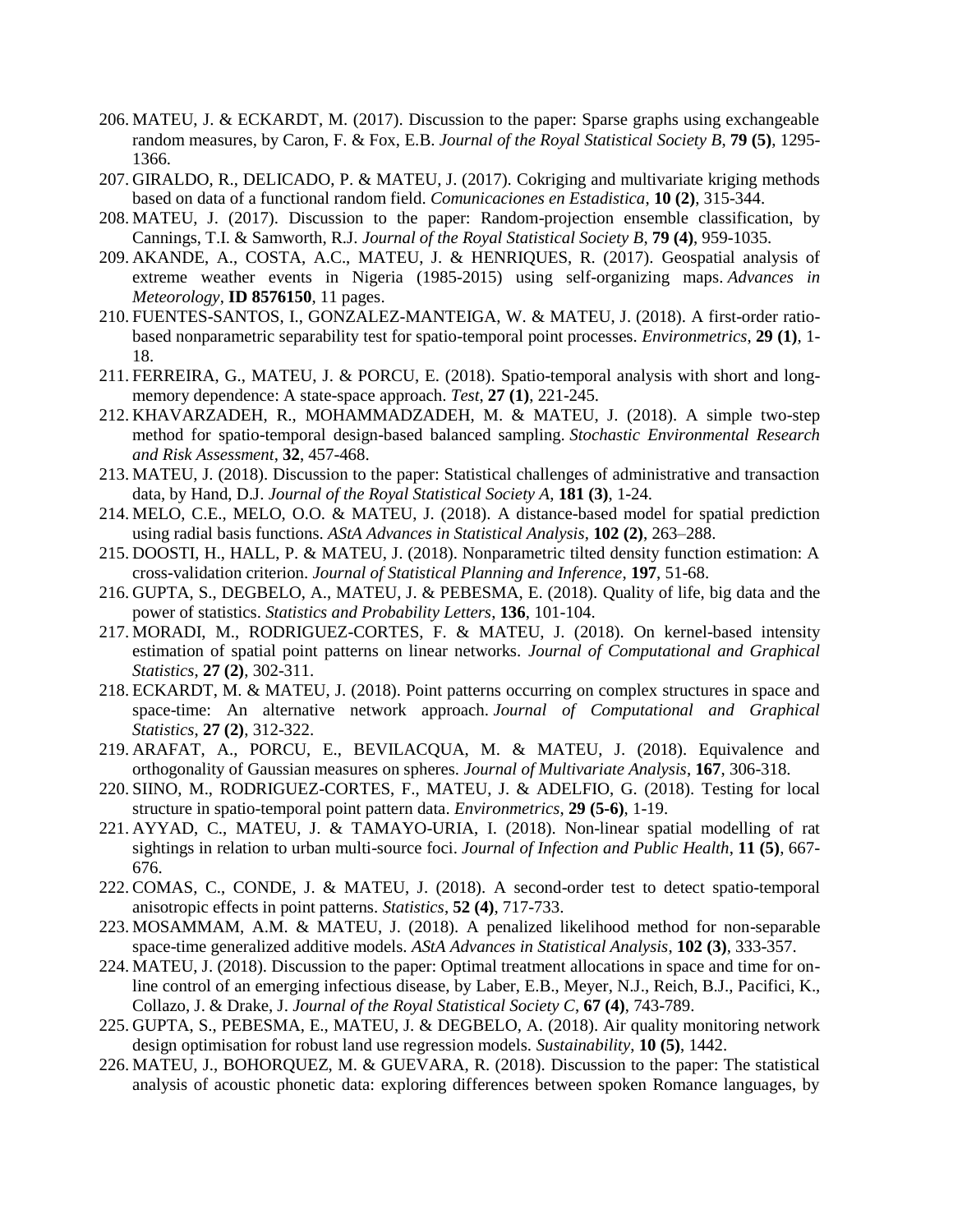206. MATEU, J. & ECKARDT, M. (2017). Discussion to the paper: Sparse graphs using exchangeable random measures, by Caron, F. & Fox, E.B. *Journal of the Royal Statistical Society B*, **79 (5)**, 1295-1366.
207. GIRALDO, R., DELICADO, P. & MATEU, J. (2017). Cokriging and multivariate kriging methods based on data of a functional random field. *Comunicaciones en Estadistica*, **10 (2)**, 315-344.
208. MATEU, J. (2017). Discussion to the paper: Random-projection ensemble classification, by Cannings, T.I. & Samworth, R.J. *Journal of the Royal Statistical Society B*, **79 (4)**, 959-1035.
209. AKANDE, A., COSTA, A.C., MATEU, J. & HENRIQUES, R. (2017). Geospatial analysis of extreme weather events in Nigeria (1985-2015) using self-organizing maps. *Advances in Meteorology*, **ID 8576150**, 11 pages.
210. FUENTES-SANTOS, I., GONZALEZ-MANTEIGA, W. & MATEU, J. (2018). A first-order ratio-based nonparametric separability test for spatio-temporal point processes. *Environmetrics*, **29 (1)**, 1-18.
211. FERREIRA, G., MATEU, J. & PORCU, E. (2018). Spatio-temporal analysis with short and long-memory dependence: A state-space approach. *Test*, **27 (1)**, 221-245.
212. KHAVARZADEH, R., MOHAMMADZADEH, M. & MATEU, J. (2018). A simple two-step method for spatio-temporal design-based balanced sampling. *Stochastic Environmental Research and Risk Assessment*, **32**, 457-468.
213. MATEU, J. (2018). Discussion to the paper: Statistical challenges of administrative and transaction data, by Hand, D.J. *Journal of the Royal Statistical Society A*, **181 (3)**, 1-24.
214. MELO, C.E., MELO, O.O. & MATEU, J. (2018). A distance-based model for spatial prediction using radial basis functions. *AStA Advances in Statistical Analysis*, **102 (2)**, 263–288.
215. DOOSTI, H., HALL, P. & MATEU, J. (2018). Nonparametric tilted density function estimation: A cross-validation criterion. *Journal of Statistical Planning and Inference*, **197**, 51-68.
216. GUPTA, S., DEGBELO, A., MATEU, J. & PEBESMA, E. (2018). Quality of life, big data and the power of statistics. *Statistics and Probability Letters*, **136**, 101-104.
217. MORADI, M., RODRIGUEZ-CORTES, F. & MATEU, J. (2018). On kernel-based intensity estimation of spatial point patterns on linear networks. *Journal of Computational and Graphical Statistics*, **27 (2)**, 302-311.
218. ECKARDT, M. & MATEU, J. (2018). Point patterns occurring on complex structures in space and space-time: An alternative network approach. *Journal of Computational and Graphical Statistics*, **27 (2)**, 312-322.
219. ARAFAT, A., PORCU, E., BEVILACQUA, M. & MATEU, J. (2018). Equivalence and orthogonality of Gaussian measures on spheres. *Journal of Multivariate Analysis*, **167**, 306-318.
220. SIINO, M., RODRIGUEZ-CORTES, F., MATEU, J. & ADELFIO, G. (2018). Testing for local structure in spatio-temporal point pattern data. *Environmetrics*, **29 (5-6)**, 1-19.
221. AYYAD, C., MATEU, J. & TAMAYO-URIA, I. (2018). Non-linear spatial modelling of rat sightings in relation to urban multi-source foci. *Journal of Infection and Public Health*, **11 (5)**, 667-676.
222. COMAS, C., CONDE, J. & MATEU, J. (2018). A second-order test to detect spatio-temporal anisotropic effects in point patterns. *Statistics*, **52 (4)**, 717-733.
223. MOSAMMAM, A.M. & MATEU, J. (2018). A penalized likelihood method for non-separable space-time generalized additive models. *AStA Advances in Statistical Analysis*, **102 (3)**, 333-357.
224. MATEU, J. (2018). Discussion to the paper: Optimal treatment allocations in space and time for on-line control of an emerging infectious disease, by Laber, E.B., Meyer, N.J., Reich, B.J., Pacifici, K., Collazo, J. & Drake, J. *Journal of the Royal Statistical Society C*, **67 (4)**, 743-789.
225. GUPTA, S., PEBESMA, E., MATEU, J. & DEGBELO, A. (2018). Air quality monitoring network design optimisation for robust land use regression models. *Sustainability*, **10 (5)**, 1442.
226. MATEU, J., BOHORQUEZ, M. & GUEVARA, R. (2018). Discussion to the paper: The statistical analysis of acoustic phonetic data: exploring differences between spoken Romance languages, by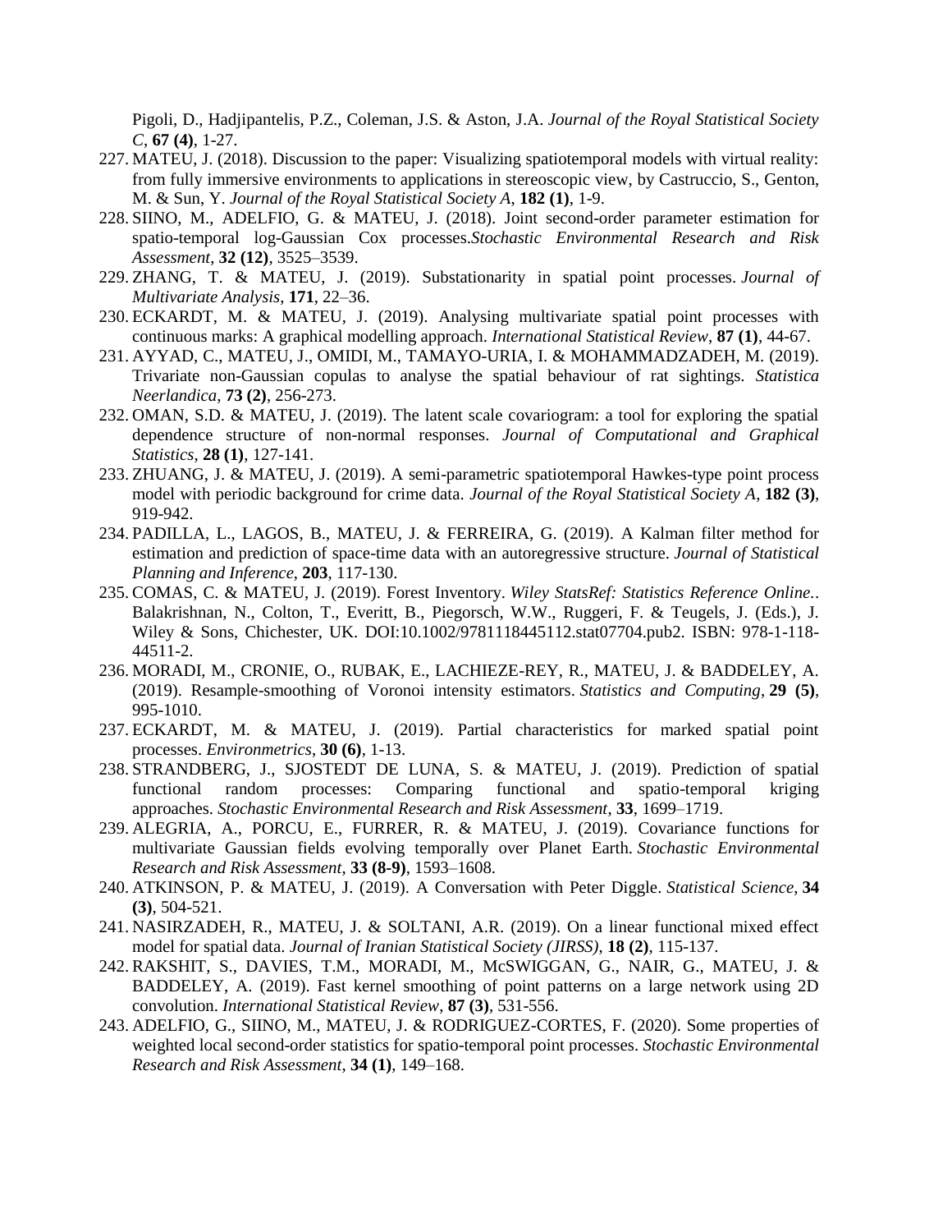Pigoli, D., Hadjipantelis, P.Z., Coleman, J.S. & Aston, J.A. *Journal of the Royal Statistical Society C*, **67 (4)**, 1-27.

227. MATEU, J. (2018). Discussion to the paper: Visualizing spatiotemporal models with virtual reality: from fully immersive environments to applications in stereoscopic view, by Castruccio, S., Genton, M. & Sun, Y. *Journal of the Royal Statistical Society A*, **182 (1)**, 1-9.
228. SIINO, M., ADELFIO, G. & MATEU, J. (2018). Joint second-order parameter estimation for spatio-temporal log-Gaussian Cox processes.*Stochastic Environmental Research and Risk Assessment*, **32 (12)**, 3525–3539.
229. ZHANG, T. & MATEU, J. (2019). Substationarity in spatial point processes. *Journal of Multivariate Analysis*, **171**, 22–36.
230. ECKARDT, M. & MATEU, J. (2019). Analysing multivariate spatial point processes with continuous marks: A graphical modelling approach. *International Statistical Review*, **87 (1)**, 44-67.
231. AYYAD, C., MATEU, J., OMIDI, M., TAMAYO-URIA, I. & MOHAMMADZADEH, M. (2019). Trivariate non-Gaussian copulas to analyse the spatial behaviour of rat sightings. *Statistica Neerlandica*, **73 (2)**, 256-273.
232. OMAN, S.D. & MATEU, J. (2019). The latent scale covariogram: a tool for exploring the spatial dependence structure of non-normal responses. *Journal of Computational and Graphical Statistics*, **28 (1)**, 127-141.
233. ZHUANG, J. & MATEU, J. (2019). A semi-parametric spatiotemporal Hawkes-type point process model with periodic background for crime data. *Journal of the Royal Statistical Society A*, **182 (3)**, 919-942.
234. PADILLA, L., LAGOS, B., MATEU, J. & FERREIRA, G. (2019). A Kalman filter method for estimation and prediction of space-time data with an autoregressive structure. *Journal of Statistical Planning and Inference*, **203**, 117-130.
235. COMAS, C. & MATEU, J. (2019). Forest Inventory. *Wiley StatsRef: Statistics Reference Online.*. Balakrishnan, N., Colton, T., Everitt, B., Piegorsch, W.W., Ruggeri, F. & Teugels, J. (Eds.), J. Wiley & Sons, Chichester, UK. DOI:10.1002/9781118445112.stat07704.pub2. ISBN: 978-1-118-44511-2.
236. MORADI, M., CRONIE, O., RUBAK, E., LACHIEZE-REY, R., MATEU, J. & BADDELEY, A. (2019). Resample-smoothing of Voronoi intensity estimators. *Statistics and Computing*, **29 (5)**, 995-1010.
237. ECKARDT, M. & MATEU, J. (2019). Partial characteristics for marked spatial point processes. *Environmetrics*, **30 (6)**, 1-13.
238. STRANDBERG, J., SJOSTEDT DE LUNA, S. & MATEU, J. (2019). Prediction of spatial functional random processes: Comparing functional and spatio-temporal kriging approaches. *Stochastic Environmental Research and Risk Assessment*, **33**, 1699–1719.
239. ALEGRIA, A., PORCU, E., FURRER, R. & MATEU, J. (2019). Covariance functions for multivariate Gaussian fields evolving temporally over Planet Earth. *Stochastic Environmental Research and Risk Assessment*, **33 (8-9)**, 1593–1608.
240. ATKINSON, P. & MATEU, J. (2019). A Conversation with Peter Diggle. *Statistical Science*, **34 (3)**, 504-521.
241. NASIRZADEH, R., MATEU, J. & SOLTANI, A.R. (2019). On a linear functional mixed effect model for spatial data. *Journal of Iranian Statistical Society (JIRSS)*, **18 (2)**, 115-137.
242. RAKSHIT, S., DAVIES, T.M., MORADI, M., McSWIGGAN, G., NAIR, G., MATEU, J. & BADDELEY, A. (2019). Fast kernel smoothing of point patterns on a large network using 2D convolution. *International Statistical Review*, **87 (3)**, 531-556.
243. ADELFIO, G., SIINO, M., MATEU, J. & RODRIGUEZ-CORTES, F. (2020). Some properties of weighted local second-order statistics for spatio-temporal point processes. *Stochastic Environmental Research and Risk Assessment*, **34 (1)**, 149–168.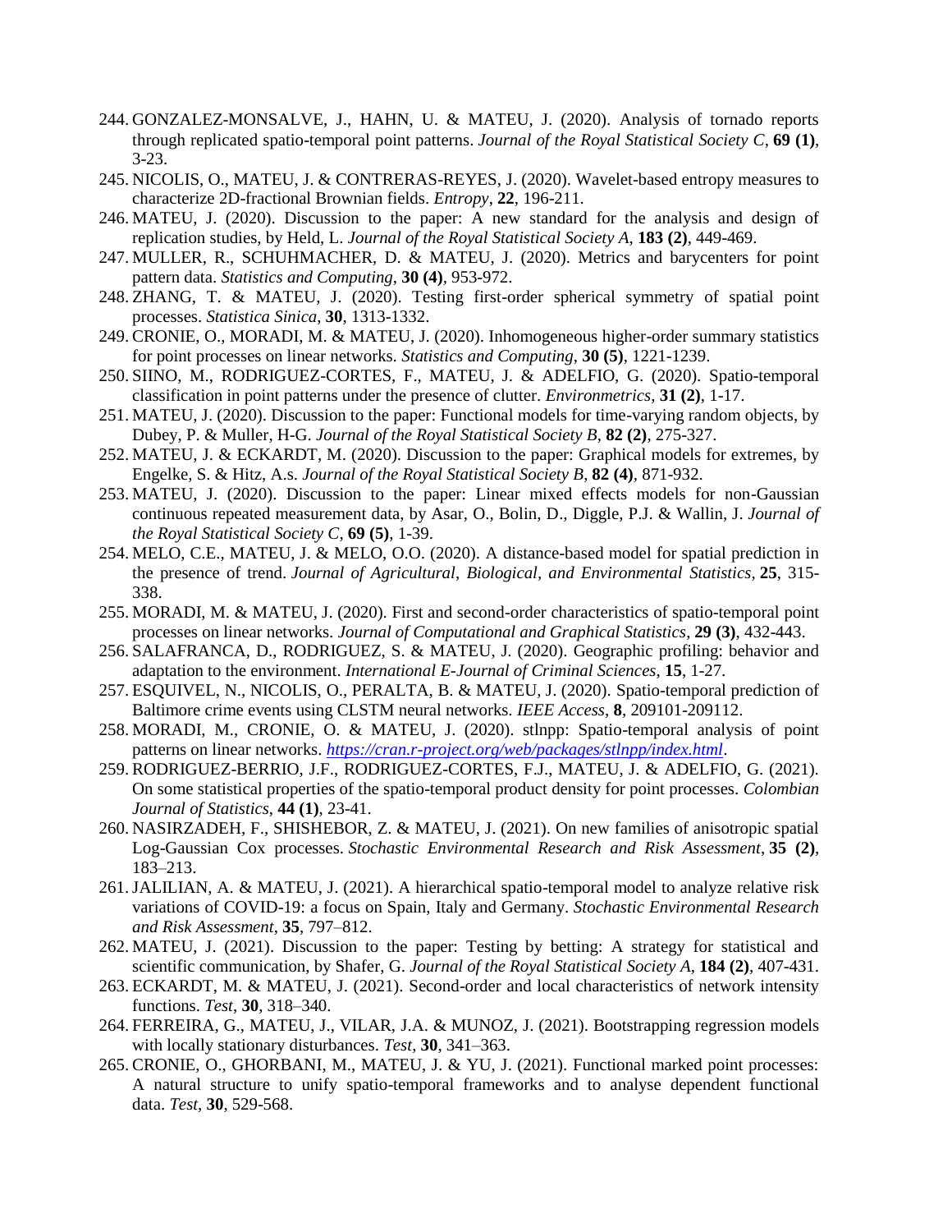244. GONZALEZ-MONSALVE, J., HAHN, U. & MATEU, J. (2020). Analysis of tornado reports through replicated spatio-temporal point patterns. *Journal of the Royal Statistical Society C*, **69 (1)**, 3-23.
245. NICOLIS, O., MATEU, J. & CONTRERAS-REYES, J. (2020). Wavelet-based entropy measures to characterize 2D-fractional Brownian fields. *Entropy*, **22**, 196-211.
246. MATEU, J. (2020). Discussion to the paper: A new standard for the analysis and design of replication studies, by Held, L. *Journal of the Royal Statistical Society A*, **183 (2)**, 449-469.
247. MULLER, R., SCHUHMACHER, D. & MATEU, J. (2020). Metrics and barycenters for point pattern data. *Statistics and Computing*, **30 (4)**, 953-972.
248. ZHANG, T. & MATEU, J. (2020). Testing first-order spherical symmetry of spatial point processes. *Statistica Sinica*, **30**, 1313-1332.
249. CRONIE, O., MORADI, M. & MATEU, J. (2020). Inhomogeneous higher-order summary statistics for point processes on linear networks. *Statistics and Computing*, **30 (5)**, 1221-1239.
250. SIINO, M., RODRIGUEZ-CORTES, F., MATEU, J. & ADELFIO, G. (2020). Spatio-temporal classification in point patterns under the presence of clutter. *Environmetrics*, **31 (2)**, 1-17.
251. MATEU, J. (2020). Discussion to the paper: Functional models for time-varying random objects, by Dubey, P. & Muller, H-G. *Journal of the Royal Statistical Society B*, **82 (2)**, 275-327.
252. MATEU, J. & ECKARDT, M. (2020). Discussion to the paper: Graphical models for extremes, by Engelke, S. & Hitz, A.s. *Journal of the Royal Statistical Society B*, **82 (4)**, 871-932.
253. MATEU, J. (2020). Discussion to the paper: Linear mixed effects models for non-Gaussian continuous repeated measurement data, by Asar, O., Bolin, D., Diggle, P.J. & Wallin, J. *Journal of the Royal Statistical Society C*, **69 (5)**, 1-39.
254. MELO, C.E., MATEU, J. & MELO, O.O. (2020). A distance-based model for spatial prediction in the presence of trend. *Journal of Agricultural, Biological, and Environmental Statistics*, **25**, 315-338.
255. MORADI, M. & MATEU, J. (2020). First and second-order characteristics of spatio-temporal point processes on linear networks. *Journal of Computational and Graphical Statistics*, **29 (3)**, 432-443.
256. SALAFRANCA, D., RODRIGUEZ, S. & MATEU, J. (2020). Geographic profiling: behavior and adaptation to the environment. *International E-Journal of Criminal Sciences*, **15**, 1-27.
257. ESQUIVEL, N., NICOLIS, O., PERALTA, B. & MATEU, J. (2020). Spatio-temporal prediction of Baltimore crime events using CLSTM neural networks. *IEEE Access*, **8**, 209101-209112.
258. MORADI, M., CRONIE, O. & MATEU, J. (2020). stlnpp: Spatio-temporal analysis of point patterns on linear networks. *https://cran.r-project.org/web/packages/stlnpp/index.html*.
259. RODRIGUEZ-BERRIO, J.F., RODRIGUEZ-CORTES, F.J., MATEU, J. & ADELFIO, G. (2021). On some statistical properties of the spatio-temporal product density for point processes. *Colombian Journal of Statistics*, **44 (1)**, 23-41.
260. NASIRZADEH, F., SHISHEBOR, Z. & MATEU, J. (2021). On new families of anisotropic spatial Log-Gaussian Cox processes. *Stochastic Environmental Research and Risk Assessment*, **35 (2)**, 183–213.
261. JALILIAN, A. & MATEU, J. (2021). A hierarchical spatio-temporal model to analyze relative risk variations of COVID-19: a focus on Spain, Italy and Germany. *Stochastic Environmental Research and Risk Assessment*, **35**, 797–812.
262. MATEU, J. (2021). Discussion to the paper: Testing by betting: A strategy for statistical and scientific communication, by Shafer, G. *Journal of the Royal Statistical Society A*, **184 (2)**, 407-431.
263. ECKARDT, M. & MATEU, J. (2021). Second-order and local characteristics of network intensity functions. *Test*, **30**, 318–340.
264. FERREIRA, G., MATEU, J., VILAR, J.A. & MUNOZ, J. (2021). Bootstrapping regression models with locally stationary disturbances. *Test*, **30**, 341–363.
265. CRONIE, O., GHORBANI, M., MATEU, J. & YU, J. (2021). Functional marked point processes: A natural structure to unify spatio-temporal frameworks and to analyse dependent functional data. *Test*, **30**, 529-568.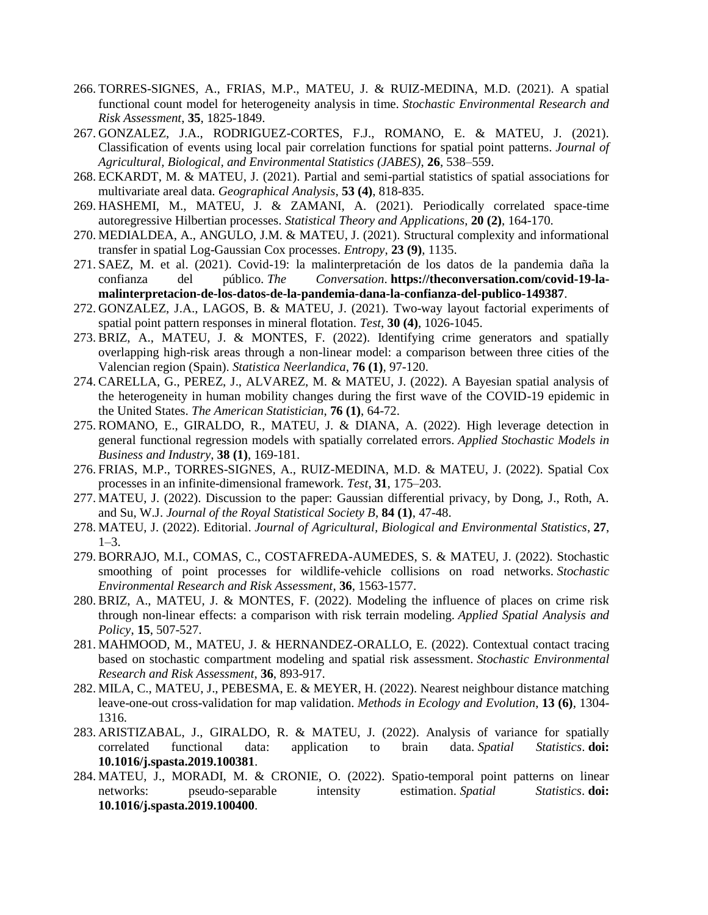266. TORRES-SIGNES, A., FRIAS, M.P., MATEU, J. & RUIZ-MEDINA, M.D. (2021). A spatial functional count model for heterogeneity analysis in time. *Stochastic Environmental Research and Risk Assessment*, **35**, 1825-1849.
267. GONZALEZ, J.A., RODRIGUEZ-CORTES, F.J., ROMANO, E. & MATEU, J. (2021). Classification of events using local pair correlation functions for spatial point patterns. *Journal of Agricultural, Biological, and Environmental Statistics (JABES)*, **26**, 538–559.
268. ECKARDT, M. & MATEU, J. (2021). Partial and semi-partial statistics of spatial associations for multivariate areal data. *Geographical Analysis*, **53 (4)**, 818-835.
269. HASHEMI, M., MATEU, J. & ZAMANI, A. (2021). Periodically correlated space-time autoregressive Hilbertian processes. *Statistical Theory and Applications*, **20 (2)**, 164-170.
270. MEDIALDEA, A., ANGULO, J.M. & MATEU, J. (2021). Structural complexity and informational transfer in spatial Log-Gaussian Cox processes. *Entropy*, **23 (9)**, 1135.
271. SAEZ, M. et al. (2021). Covid-19: la malinterpretación de los datos de la pandemia daña la confianza del público. *The Conversation*. **https://theconversation.com/covid-19-la-malinterpretacion-de-los-datos-de-la-pandemia-dana-la-confianza-del-publico-149387**.
272. GONZALEZ, J.A., LAGOS, B. & MATEU, J. (2021). Two-way layout factorial experiments of spatial point pattern responses in mineral flotation. *Test*, **30 (4)**, 1026-1045.
273. BRIZ, A., MATEU, J. & MONTES, F. (2022). Identifying crime generators and spatially overlapping high-risk areas through a non-linear model: a comparison between three cities of the Valencian region (Spain). *Statistica Neerlandica*, **76 (1)**, 97-120.
274. CARELLA, G., PEREZ, J., ALVAREZ, M. & MATEU, J. (2022). A Bayesian spatial analysis of the heterogeneity in human mobility changes during the first wave of the COVID-19 epidemic in the United States. *The American Statistician*, **76 (1)**, 64-72.
275. ROMANO, E., GIRALDO, R., MATEU, J. & DIANA, A. (2022). High leverage detection in general functional regression models with spatially correlated errors. *Applied Stochastic Models in Business and Industry*, **38 (1)**, 169-181.
276. FRIAS, M.P., TORRES-SIGNES, A., RUIZ-MEDINA, M.D. & MATEU, J. (2022). Spatial Cox processes in an infinite-dimensional framework. *Test*, **31**, 175–203.
277. MATEU, J. (2022). Discussion to the paper: Gaussian differential privacy, by Dong, J., Roth, A. and Su, W.J. *Journal of the Royal Statistical Society B*, **84 (1)**, 47-48.
278. MATEU, J. (2022). Editorial. *Journal of Agricultural, Biological and Environmental Statistics*, **27**, 1–3.
279. BORRAJO, M.I., COMAS, C., COSTAFREDA-AUMEDES, S. & MATEU, J. (2022). Stochastic smoothing of point processes for wildlife-vehicle collisions on road networks. *Stochastic Environmental Research and Risk Assessment*, **36**, 1563-1577.
280. BRIZ, A., MATEU, J. & MONTES, F. (2022). Modeling the influence of places on crime risk through non-linear effects: a comparison with risk terrain modeling. *Applied Spatial Analysis and Policy*, **15**, 507-527.
281. MAHMOOD, M., MATEU, J. & HERNANDEZ-ORALLO, E. (2022). Contextual contact tracing based on stochastic compartment modeling and spatial risk assessment. *Stochastic Environmental Research and Risk Assessment*, **36**, 893-917.
282. MILA, C., MATEU, J., PEBESMA, E. & MEYER, H. (2022). Nearest neighbour distance matching leave-one-out cross-validation for map validation. *Methods in Ecology and Evolution*, **13 (6)**, 1304-1316.
283. ARISTIZABAL, J., GIRALDO, R. & MATEU, J. (2022). Analysis of variance for spatially correlated functional data: application to brain data. *Spatial Statistics*. **doi: 10.1016/j.spasta.2019.100381**.
284. MATEU, J., MORADI, M. & CRONIE, O. (2022). Spatio-temporal point patterns on linear networks: pseudo-separable intensity estimation. *Spatial Statistics*. **doi: 10.1016/j.spasta.2019.100400**.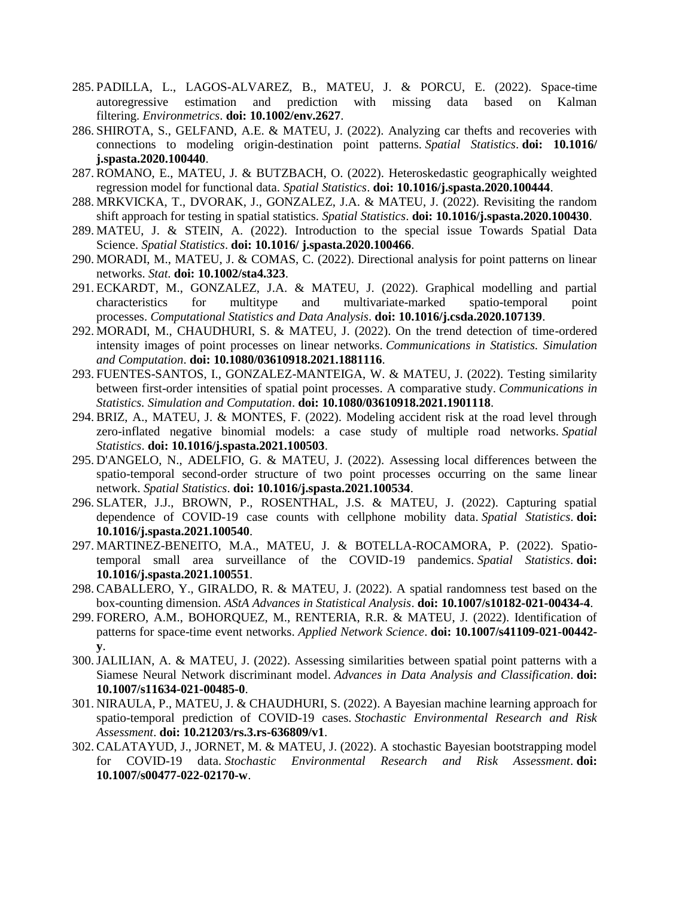285. PADILLA, L., LAGOS-ALVAREZ, B., MATEU, J. & PORCU, E. (2022). Space-time autoregressive estimation and prediction with missing data based on Kalman filtering. *Environmetrics*. **doi: 10.1002/env.2627**.
286. SHIROTA, S., GELFAND, A.E. & MATEU, J. (2022). Analyzing car thefts and recoveries with connections to modeling origin-destination point patterns. *Spatial Statistics*. **doi: 10.1016/ j.spasta.2020.100440**.
287. ROMANO, E., MATEU, J. & BUTZBACH, O. (2022). Heteroskedastic geographically weighted regression model for functional data. *Spatial Statistics*. **doi: 10.1016/j.spasta.2020.100444**.
288. MRKVICKA, T., DVORAK, J., GONZALEZ, J.A. & MATEU, J. (2022). Revisiting the random shift approach for testing in spatial statistics. *Spatial Statistics*. **doi: 10.1016/j.spasta.2020.100430**.
289. MATEU, J. & STEIN, A. (2022). Introduction to the special issue Towards Spatial Data Science. *Spatial Statistics*. **doi: 10.1016/ j.spasta.2020.100466**.
290. MORADI, M., MATEU, J. & COMAS, C. (2022). Directional analysis for point patterns on linear networks. *Stat*. **doi: 10.1002/sta4.323**.
291. ECKARDT, M., GONZALEZ, J.A. & MATEU, J. (2022). Graphical modelling and partial characteristics for multitype and multivariate-marked spatio-temporal point processes. *Computational Statistics and Data Analysis*. **doi: 10.1016/j.csda.2020.107139**.
292. MORADI, M., CHAUDHURI, S. & MATEU, J. (2022). On the trend detection of time-ordered intensity images of point processes on linear networks. *Communications in Statistics. Simulation and Computation*. **doi: 10.1080/03610918.2021.1881116**.
293. FUENTES-SANTOS, I., GONZALEZ-MANTEIGA, W. & MATEU, J. (2022). Testing similarity between first-order intensities of spatial point processes. A comparative study. *Communications in Statistics. Simulation and Computation*. **doi: 10.1080/03610918.2021.1901118**.
294. BRIZ, A., MATEU, J. & MONTES, F. (2022). Modeling accident risk at the road level through zero-inflated negative binomial models: a case study of multiple road networks. *Spatial Statistics*. **doi: 10.1016/j.spasta.2021.100503**.
295. D'ANGELO, N., ADELFIO, G. & MATEU, J. (2022). Assessing local differences between the spatio-temporal second-order structure of two point processes occurring on the same linear network. *Spatial Statistics*. **doi: 10.1016/j.spasta.2021.100534**.
296. SLATER, J.J., BROWN, P., ROSENTHAL, J.S. & MATEU, J. (2022). Capturing spatial dependence of COVID-19 case counts with cellphone mobility data. *Spatial Statistics*. **doi: 10.1016/j.spasta.2021.100540**.
297. MARTINEZ-BENEITO, M.A., MATEU, J. & BOTELLA-ROCAMORA, P. (2022). Spatio-temporal small area surveillance of the COVID-19 pandemics. *Spatial Statistics*. **doi: 10.1016/j.spasta.2021.100551**.
298. CABALLERO, Y., GIRALDO, R. & MATEU, J. (2022). A spatial randomness test based on the box-counting dimension. *AStA Advances in Statistical Analysis*. **doi: 10.1007/s10182-021-00434-4**.
299. FORERO, A.M., BOHORQUEZ, M., RENTERIA, R.R. & MATEU, J. (2022). Identification of patterns for space-time event networks. *Applied Network Science*. **doi: 10.1007/s41109-021-00442-y**.
300. JALILIAN, A. & MATEU, J. (2022). Assessing similarities between spatial point patterns with a Siamese Neural Network discriminant model. *Advances in Data Analysis and Classification*. **doi: 10.1007/s11634-021-00485-0**.
301. NIRAULA, P., MATEU, J. & CHAUDHURI, S. (2022). A Bayesian machine learning approach for spatio-temporal prediction of COVID-19 cases. *Stochastic Environmental Research and Risk Assessment*. **doi: 10.21203/rs.3.rs-636809/v1**.
302. CALATAYUD, J., JORNET, M. & MATEU, J. (2022). A stochastic Bayesian bootstrapping model for COVID-19 data. *Stochastic Environmental Research and Risk Assessment*. **doi: 10.1007/s00477-022-02170-w**.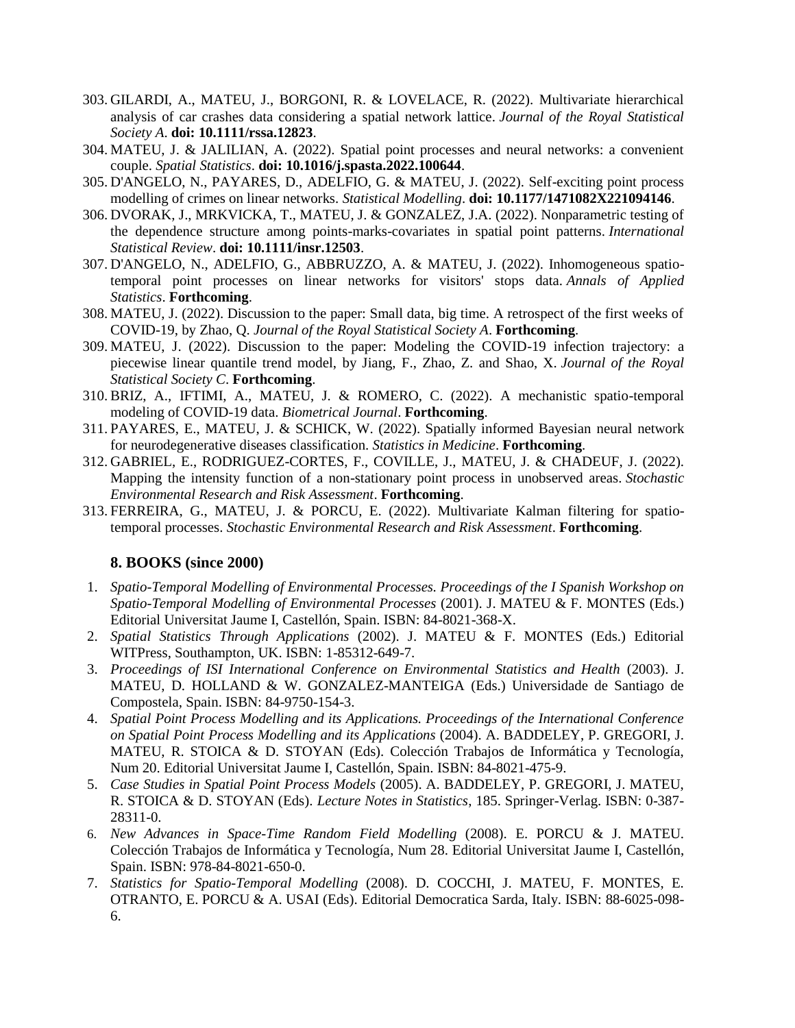303. GILARDI, A., MATEU, J., BORGONI, R. & LOVELACE, R. (2022). Multivariate hierarchical analysis of car crashes data considering a spatial network lattice. *Journal of the Royal Statistical Society A*. **doi: 10.1111/rssa.12823**.
304. MATEU, J. & JALILIAN, A. (2022). Spatial point processes and neural networks: a convenient couple. *Spatial Statistics*. **doi: 10.1016/j.spasta.2022.100644**.
305. D'ANGELO, N., PAYARES, D., ADELFIO, G. & MATEU, J. (2022). Self-exciting point process modelling of crimes on linear networks. *Statistical Modelling*. **doi: 10.1177/1471082X221094146**.
306. DVORAK, J., MRKVICKA, T., MATEU, J. & GONZALEZ, J.A. (2022). Nonparametric testing of the dependence structure among points-marks-covariates in spatial point patterns. *International Statistical Review*. **doi: 10.1111/insr.12503**.
307. D'ANGELO, N., ADELFIO, G., ABBRUZZO, A. & MATEU, J. (2022). Inhomogeneous spatio-temporal point processes on linear networks for visitors' stops data. *Annals of Applied Statistics*. **Forthcoming**.
308. MATEU, J. (2022). Discussion to the paper: Small data, big time. A retrospect of the first weeks of COVID-19, by Zhao, Q. *Journal of the Royal Statistical Society A*. **Forthcoming**.
309. MATEU, J. (2022). Discussion to the paper: Modeling the COVID-19 infection trajectory: a piecewise linear quantile trend model, by Jiang, F., Zhao, Z. and Shao, X. *Journal of the Royal Statistical Society C*. **Forthcoming**.
310. BRIZ, A., IFTIMI, A., MATEU, J. & ROMERO, C. (2022). A mechanistic spatio-temporal modeling of COVID-19 data. *Biometrical Journal*. **Forthcoming**.
311. PAYARES, E., MATEU, J. & SCHICK, W. (2022). Spatially informed Bayesian neural network for neurodegenerative diseases classification. *Statistics in Medicine*. **Forthcoming**.
312. GABRIEL, E., RODRIGUEZ-CORTES, F., COVILLE, J., MATEU, J. & CHADEUF, J. (2022). Mapping the intensity function of a non-stationary point process in unobserved areas. *Stochastic Environmental Research and Risk Assessment*. **Forthcoming**.
313. FERREIRA, G., MATEU, J. & PORCU, E. (2022). Multivariate Kalman filtering for spatio-temporal processes. *Stochastic Environmental Research and Risk Assessment*. **Forthcoming**.

### 8. BOOKS (since 2000)

1. *Spatio-Temporal Modelling of Environmental Processes. Proceedings of the I Spanish Workshop on Spatio-Temporal Modelling of Environmental Processes* (2001). J. MATEU & F. MONTES (Eds.) Editorial Universitat Jaume I, Castellón, Spain. ISBN: 84-8021-368-X.
2. *Spatial Statistics Through Applications* (2002). J. MATEU & F. MONTES (Eds.) Editorial WITPress, Southampton, UK. ISBN: 1-85312-649-7.
3. *Proceedings of ISI International Conference on Environmental Statistics and Health* (2003). J. MATEU, D. HOLLAND & W. GONZALEZ-MANTEIGA (Eds.) Universidade de Santiago de Compostela, Spain. ISBN: 84-9750-154-3.
4. *Spatial Point Process Modelling and its Applications. Proceedings of the International Conference on Spatial Point Process Modelling and its Applications* (2004). A. BADDELEY, P. GREGORI, J. MATEU, R. STOICA & D. STOYAN (Eds). Colección Trabajos de Informática y Tecnología, Num 20. Editorial Universitat Jaume I, Castellón, Spain. ISBN: 84-8021-475-9.
5. *Case Studies in Spatial Point Process Models* (2005). A. BADDELEY, P. GREGORI, J. MATEU, R. STOICA & D. STOYAN (Eds). *Lecture Notes in Statistics*, 185. Springer-Verlag. ISBN: 0-387-28311-0.
6. *New Advances in Space-Time Random Field Modelling* (2008). E. PORCU & J. MATEU. Colección Trabajos de Informática y Tecnología, Num 28. Editorial Universitat Jaume I, Castellón, Spain. ISBN: 978-84-8021-650-0.
7. *Statistics for Spatio-Temporal Modelling* (2008). D. COCCHI, J. MATEU, F. MONTES, E. OTRANTO, E. PORCU & A. USAI (Eds). Editorial Democratica Sarda, Italy. ISBN: 88-6025-098-6.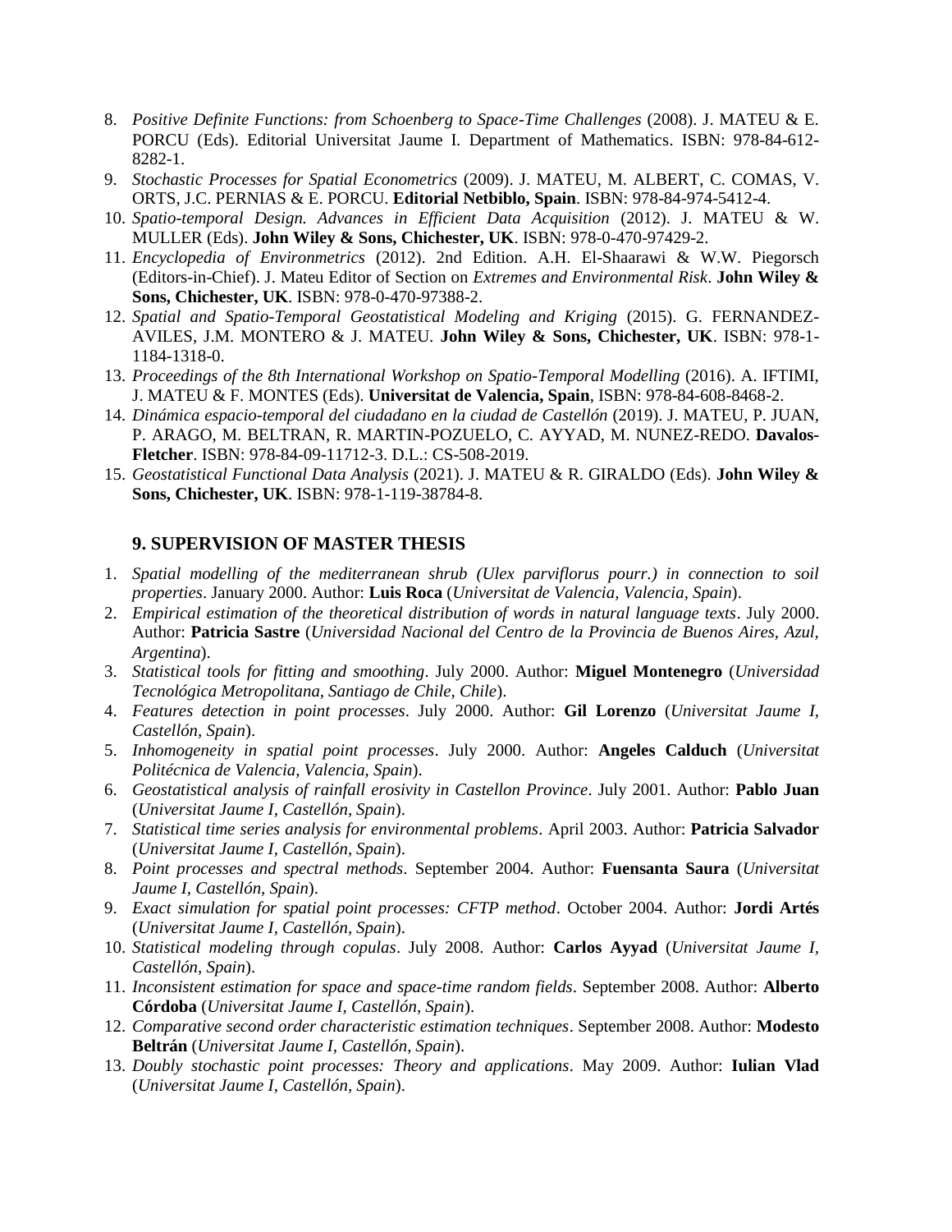8. *Positive Definite Functions: from Schoenberg to Space-Time Challenges* (2008). J. MATEU & E. PORCU (Eds). Editorial Universitat Jaume I. Department of Mathematics. ISBN: 978-84-612-8282-1.
9. *Stochastic Processes for Spatial Econometrics* (2009). J. MATEU, M. ALBERT, C. COMAS, V. ORTS, J.C. PERNIAS & E. PORCU. **Editorial Netbiblo, Spain**. ISBN: 978-84-974-5412-4.
10. *Spatio-temporal Design. Advances in Efficient Data Acquisition* (2012). J. MATEU & W. MULLER (Eds). **John Wiley & Sons, Chichester, UK**. ISBN: 978-0-470-97429-2.
11. *Encyclopedia of Environmetrics* (2012). 2nd Edition. A.H. El-Shaarawi & W.W. Piegorsch (Editors-in-Chief). J. Mateu Editor of Section on *Extremes and Environmental Risk*. **John Wiley & Sons, Chichester, UK**. ISBN: 978-0-470-97388-2.
12. *Spatial and Spatio-Temporal Geostatistical Modeling and Kriging* (2015). G. FERNANDEZ-AVILES, J.M. MONTERO & J. MATEU. **John Wiley & Sons, Chichester, UK**. ISBN: 978-1-1184-1318-0.
13. *Proceedings of the 8th International Workshop on Spatio-Temporal Modelling* (2016). A. IFTIMI, J. MATEU & F. MONTES (Eds). **Universitat de Valencia, Spain**, ISBN: 978-84-608-8468-2.
14. *Dinámica espacio-temporal del ciudadano en la ciudad de Castellón* (2019). J. MATEU, P. JUAN, P. ARAGO, M. BELTRAN, R. MARTIN-POZUELO, C. AYYAD, M. NUNEZ-REDO. **Davalos-Fletcher**. ISBN: 978-84-09-11712-3. D.L.: CS-508-2019.
15. *Geostatistical Functional Data Analysis* (2021). J. MATEU & R. GIRALDO (Eds). **John Wiley & Sons, Chichester, UK**. ISBN: 978-1-119-38784-8.

## 9. SUPERVISION OF MASTER THESIS

1. *Spatial modelling of the mediterranean shrub (Ulex parviflorus pourr.) in connection to soil properties*. January 2000. Author: **Luis Roca** (*Universitat de Valencia, Valencia, Spain*).
2. *Empirical estimation of the theoretical distribution of words in natural language texts*. July 2000. Author: **Patricia Sastre** (*Universidad Nacional del Centro de la Provincia de Buenos Aires, Azul, Argentina*).
3. *Statistical tools for fitting and smoothing*. July 2000. Author: **Miguel Montenegro** (*Universidad Tecnológica Metropolitana, Santiago de Chile, Chile*).
4. *Features detection in point processes*. July 2000. Author: **Gil Lorenzo** (*Universitat Jaume I, Castellón, Spain*).
5. *Inhomogeneity in spatial point processes*. July 2000. Author: **Angeles Calduch** (*Universitat Politécnica de Valencia, Valencia, Spain*).
6. *Geostatistical analysis of rainfall erosivity in Castellon Province*. July 2001. Author: **Pablo Juan** (*Universitat Jaume I, Castellón, Spain*).
7. *Statistical time series analysis for environmental problems*. April 2003. Author: **Patricia Salvador** (*Universitat Jaume I, Castellón, Spain*).
8. *Point processes and spectral methods*. September 2004. Author: **Fuensanta Saura** (*Universitat Jaume I, Castellón, Spain*).
9. *Exact simulation for spatial point processes: CFTP method*. October 2004. Author: **Jordi Artés** (*Universitat Jaume I, Castellón, Spain*).
10. *Statistical modeling through copulas*. July 2008. Author: **Carlos Ayyad** (*Universitat Jaume I, Castellón, Spain*).
11. *Inconsistent estimation for space and space-time random fields*. September 2008. Author: **Alberto Córdoba** (*Universitat Jaume I, Castellón, Spain*).
12. *Comparative second order characteristic estimation techniques*. September 2008. Author: **Modesto Beltrán** (*Universitat Jaume I, Castellón, Spain*).
13. *Doubly stochastic point processes: Theory and applications*. May 2009. Author: **Iulian Vlad** (*Universitat Jaume I, Castellón, Spain*).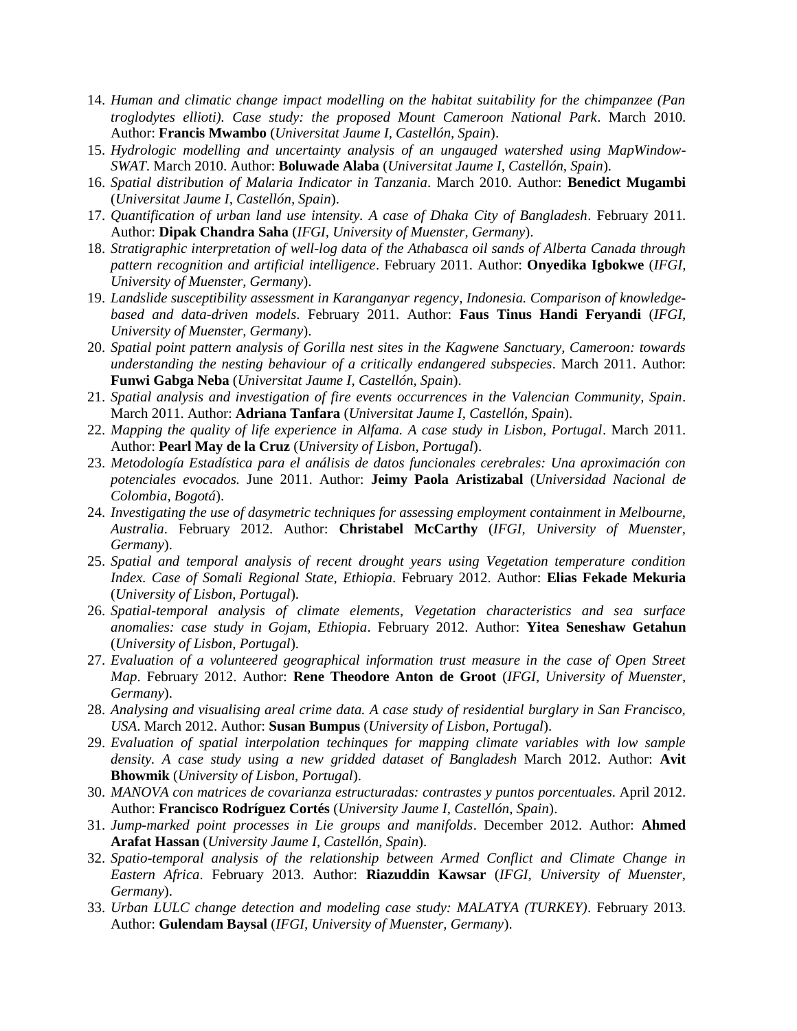14. *Human and climatic change impact modelling on the habitat suitability for the chimpanzee (Pan troglodytes ellioti). Case study: the proposed Mount Cameroon National Park*. March 2010. Author: **Francis Mwambo** (*Universitat Jaume I, Castellón, Spain*).
15. *Hydrologic modelling and uncertainty analysis of an ungauged watershed using MapWindow-SWAT*. March 2010. Author: **Boluwade Alaba** (*Universitat Jaume I, Castellón, Spain*).
16. *Spatial distribution of Malaria Indicator in Tanzania*. March 2010. Author: **Benedict Mugambi** (*Universitat Jaume I, Castellón, Spain*).
17. *Quantification of urban land use intensity. A case of Dhaka City of Bangladesh*. February 2011. Author: **Dipak Chandra Saha** (*IFGI, University of Muenster, Germany*).
18. *Stratigraphic interpretation of well-log data of the Athabasca oil sands of Alberta Canada through pattern recognition and artificial intelligence*. February 2011. Author: **Onyedika Igbokwe** (*IFGI, University of Muenster, Germany*).
19. *Landslide susceptibility assessment in Karanganyar regency, Indonesia. Comparison of knowledge-based and data-driven models*. February 2011. Author: **Faus Tinus Handi Feryandi** (*IFGI, University of Muenster, Germany*).
20. *Spatial point pattern analysis of Gorilla nest sites in the Kagwene Sanctuary, Cameroon: towards understanding the nesting behaviour of a critically endangered subspecies*. March 2011. Author: **Funwi Gabga Neba** (*Universitat Jaume I, Castellón, Spain*).
21. *Spatial analysis and investigation of fire events occurrences in the Valencian Community, Spain*. March 2011. Author: **Adriana Tanfara** (*Universitat Jaume I, Castellón, Spain*).
22. *Mapping the quality of life experience in Alfama. A case study in Lisbon, Portugal*. March 2011. Author: **Pearl May de la Cruz** (*University of Lisbon, Portugal*).
23. *Metodología Estadística para el análisis de datos funcionales cerebrales: Una aproximación con potenciales evocados.* June 2011. Author: **Jeimy Paola Aristizabal** (*Universidad Nacional de Colombia, Bogotá*).
24. *Investigating the use of dasymetric techniques for assessing employment containment in Melbourne, Australia*. February 2012. Author: **Christabel McCarthy** (*IFGI, University of Muenster, Germany*).
25. *Spatial and temporal analysis of recent drought years using Vegetation temperature condition Index. Case of Somali Regional State, Ethiopia*. February 2012. Author: **Elias Fekade Mekuria** (*University of Lisbon, Portugal*).
26. *Spatial-temporal analysis of climate elements, Vegetation characteristics and sea surface anomalies: case study in Gojam, Ethiopia*. February 2012. Author: **Yitea Seneshaw Getahun** (*University of Lisbon, Portugal*).
27. *Evaluation of a volunteered geographical information trust measure in the case of Open Street Map*. February 2012. Author: **Rene Theodore Anton de Groot** (*IFGI, University of Muenster, Germany*).
28. *Analysing and visualising areal crime data. A case study of residential burglary in San Francisco, USA*. March 2012. Author: **Susan Bumpus** (*University of Lisbon, Portugal*).
29. *Evaluation of spatial interpolation techinques for mapping climate variables with low sample density. A case study using a new gridded dataset of Bangladesh* March 2012. Author: **Avit Bhowmik** (*University of Lisbon, Portugal*).
30. *MANOVA con matrices de covarianza estructuradas: contrastes y puntos porcentuales*. April 2012. Author: **Francisco Rodríguez Cortés** (*University Jaume I, Castellón, Spain*).
31. *Jump-marked point processes in Lie groups and manifolds*. December 2012. Author: **Ahmed Arafat Hassan** (*University Jaume I, Castellón, Spain*).
32. *Spatio-temporal analysis of the relationship between Armed Conflict and Climate Change in Eastern Africa*. February 2013. Author: **Riazuddin Kawsar** (*IFGI, University of Muenster, Germany*).
33. *Urban LULC change detection and modeling case study: MALATYA (TURKEY)*. February 2013. Author: **Gulendam Baysal** (*IFGI, University of Muenster, Germany*).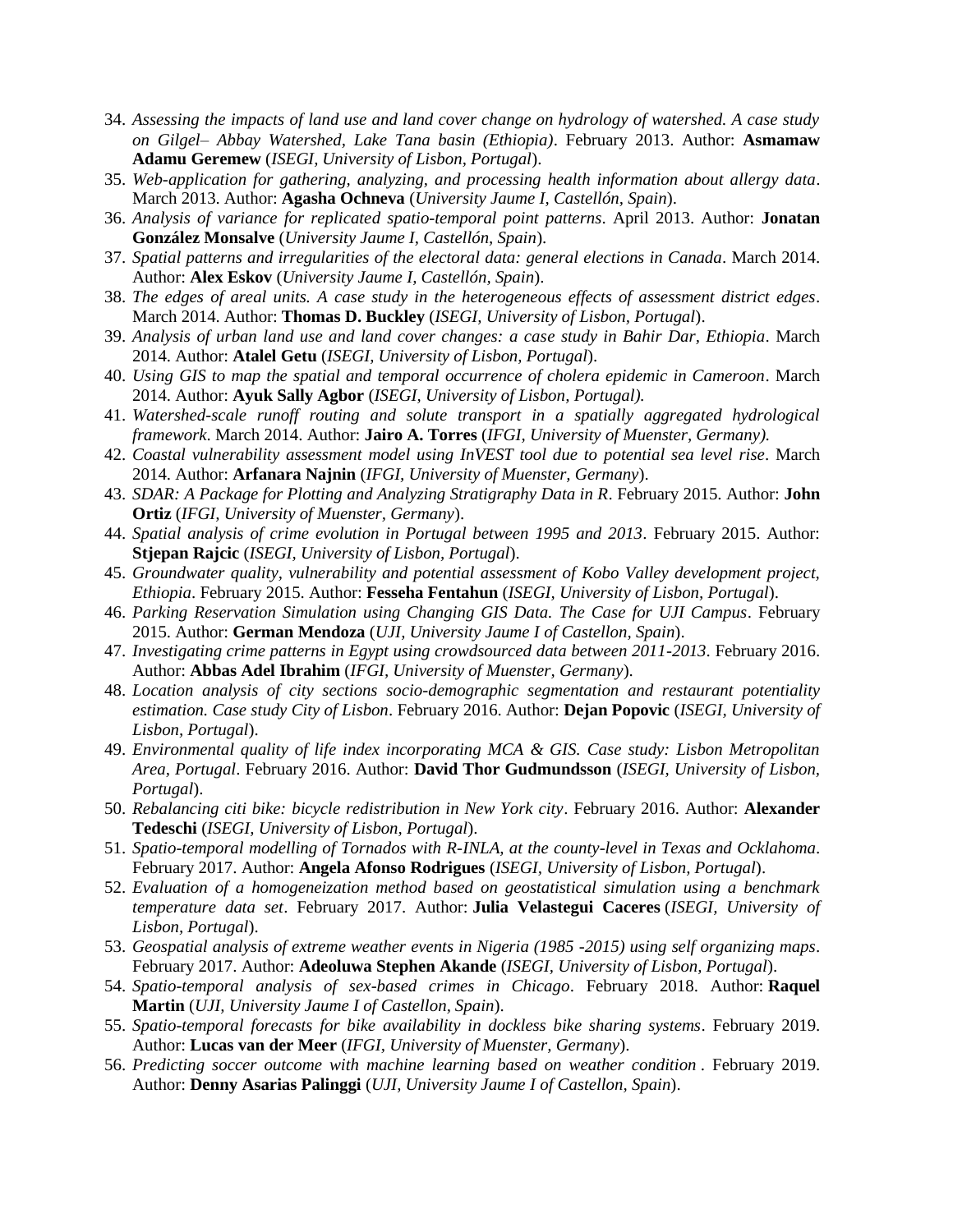34. *Assessing the impacts of land use and land cover change on hydrology of watershed. A case study on Gilgel– Abbay Watershed, Lake Tana basin (Ethiopia)*. February 2013. Author: **Asmamaw Adamu Geremew** (*ISEGI, University of Lisbon, Portugal*).
35. *Web-application for gathering, analyzing, and processing health information about allergy data*. March 2013. Author: **Agasha Ochneva** (*University Jaume I, Castellón, Spain*).
36. *Analysis of variance for replicated spatio-temporal point patterns*. April 2013. Author: **Jonatan González Monsalve** (*University Jaume I, Castellón, Spain*).
37. *Spatial patterns and irregularities of the electoral data: general elections in Canada*. March 2014. Author: **Alex Eskov** (*University Jaume I, Castellón, Spain*).
38. *The edges of areal units. A case study in the heterogeneous effects of assessment district edges*. March 2014. Author: **Thomas D. Buckley** (*ISEGI, University of Lisbon, Portugal*).
39. *Analysis of urban land use and land cover changes: a case study in Bahir Dar, Ethiopia*. March 2014. Author: **Atalel Getu** (*ISEGI, University of Lisbon, Portugal*).
40. *Using GIS to map the spatial and temporal occurrence of cholera epidemic in Cameroon*. March 2014. Author: **Ayuk Sally Agbor** (*ISEGI, University of Lisbon, Portugal).*
41. *Watershed-scale runoff routing and solute transport in a spatially aggregated hydrological framework*. March 2014. Author: **Jairo A. Torres** (*IFGI, University of Muenster, Germany).*
42. *Coastal vulnerability assessment model using InVEST tool due to potential sea level rise*. March 2014. Author: **Arfanara Najnin** (*IFGI, University of Muenster, Germany*).
43. *SDAR: A Package for Plotting and Analyzing Stratigraphy Data in R*. February 2015. Author: **John Ortiz** (*IFGI, University of Muenster, Germany*).
44. *Spatial analysis of crime evolution in Portugal between 1995 and 2013*. February 2015. Author: **Stjepan Rajcic** (*ISEGI, University of Lisbon, Portugal*).
45. *Groundwater quality, vulnerability and potential assessment of Kobo Valley development project, Ethiopia*. February 2015. Author: **Fesseha Fentahun** (*ISEGI, University of Lisbon, Portugal*).
46. *Parking Reservation Simulation using Changing GIS Data. The Case for UJI Campus*. February 2015. Author: **German Mendoza** (*UJI, University Jaume I of Castellon, Spain*).
47. *Investigating crime patterns in Egypt using crowdsourced data between 2011-2013*. February 2016. Author: **Abbas Adel Ibrahim** (*IFGI, University of Muenster, Germany*).
48. *Location analysis of city sections socio-demographic segmentation and restaurant potentiality estimation. Case study City of Lisbon*. February 2016. Author: **Dejan Popovic** (*ISEGI, University of Lisbon, Portugal*).
49. *Environmental quality of life index incorporating MCA & GIS. Case study: Lisbon Metropolitan Area, Portugal*. February 2016. Author: **David Thor Gudmundsson** (*ISEGI, University of Lisbon, Portugal*).
50. *Rebalancing citi bike: bicycle redistribution in New York city*. February 2016. Author: **Alexander Tedeschi** (*ISEGI, University of Lisbon, Portugal*).
51. *Spatio-temporal modelling of Tornados with R-INLA, at the county-level in Texas and Ocklahoma*. February 2017. Author: **Angela Afonso Rodrigues** (*ISEGI, University of Lisbon, Portugal*).
52. *Evaluation of a homogeneization method based on geostatistical simulation using a benchmark temperature data set*. February 2017. Author: **Julia Velastegui Caceres** (*ISEGI, University of Lisbon, Portugal*).
53. *Geospatial analysis of extreme weather events in Nigeria (1985 -2015) using self organizing maps*. February 2017. Author: **Adeoluwa Stephen Akande** (*ISEGI, University of Lisbon, Portugal*).
54. *Spatio-temporal analysis of sex-based crimes in Chicago*. February 2018. Author: **Raquel Martin** (*UJI, University Jaume I of Castellon, Spain*).
55. *Spatio-temporal forecasts for bike availability in dockless bike sharing systems*. February 2019. Author: **Lucas van der Meer** (*IFGI, University of Muenster, Germany*).
56. *Predicting soccer outcome with machine learning based on weather condition* . February 2019. Author: **Denny Asarias Palinggi** (*UJI, University Jaume I of Castellon, Spain*).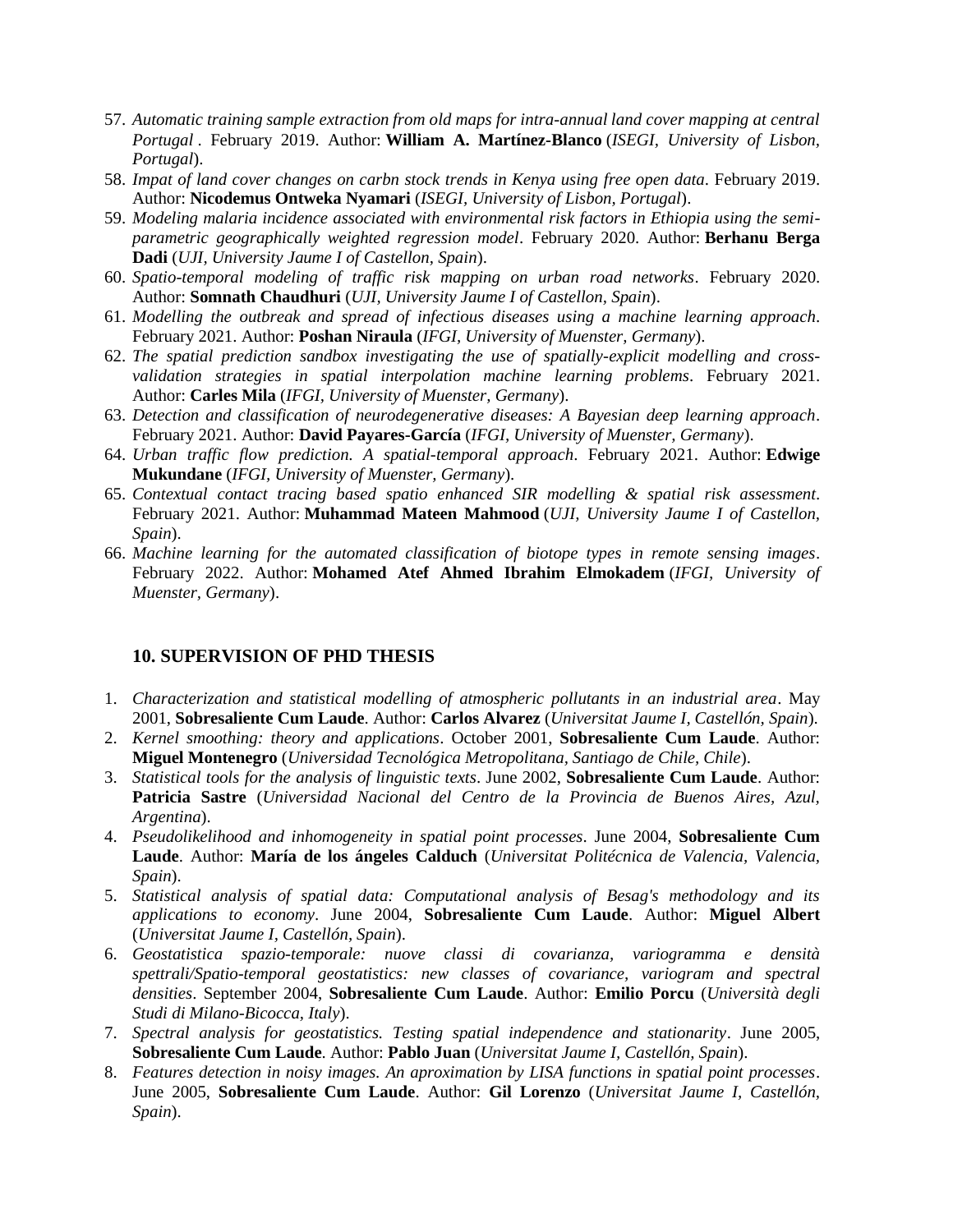57. *Automatic training sample extraction from old maps for intra-annual land cover mapping at central Portugal* . February 2019. Author: **William A. Martínez-Blanco** (*ISEGI, University of Lisbon, Portugal*).
58. *Impat of land cover changes on carbn stock trends in Kenya using free open data*. February 2019. Author: **Nicodemus Ontweka Nyamari** (*ISEGI, University of Lisbon, Portugal*).
59. *Modeling malaria incidence associated with environmental risk factors in Ethiopia using the semi-parametric geographically weighted regression model*. February 2020. Author: **Berhanu Berga Dadi** (*UJI, University Jaume I of Castellon, Spain*).
60. *Spatio-temporal modeling of traffic risk mapping on urban road networks*. February 2020. Author: **Somnath Chaudhuri** (*UJI, University Jaume I of Castellon, Spain*).
61. *Modelling the outbreak and spread of infectious diseases using a machine learning approach*. February 2021. Author: **Poshan Niraula** (*IFGI, University of Muenster, Germany*).
62. *The spatial prediction sandbox investigating the use of spatially-explicit modelling and cross-validation strategies in spatial interpolation machine learning problems*. February 2021. Author: **Carles Mila** (*IFGI, University of Muenster, Germany*).
63. *Detection and classification of neurodegenerative diseases: A Bayesian deep learning approach*. February 2021. Author: **David Payares-García** (*IFGI, University of Muenster, Germany*).
64. *Urban traffic flow prediction. A spatial-temporal approach*. February 2021. Author: **Edwige Mukundane** (*IFGI, University of Muenster, Germany*).
65. *Contextual contact tracing based spatio enhanced SIR modelling & spatial risk assessment*. February 2021. Author: **Muhammad Mateen Mahmood** (*UJI, University Jaume I of Castellon, Spain*).
66. *Machine learning for the automated classification of biotope types in remote sensing images*. February 2022. Author: **Mohamed Atef Ahmed Ibrahim Elmokadem** (*IFGI, University of Muenster, Germany*).

## 10. SUPERVISION OF PHD THESIS

1. *Characterization and statistical modelling of atmospheric pollutants in an industrial area*. May 2001, **Sobresaliente Cum Laude**. Author: **Carlos Alvarez** (*Universitat Jaume I, Castellón, Spain*).
2. *Kernel smoothing: theory and applications*. October 2001, **Sobresaliente Cum Laude**. Author: **Miguel Montenegro** (*Universidad Tecnológica Metropolitana, Santiago de Chile, Chile*).
3. *Statistical tools for the analysis of linguistic texts*. June 2002, **Sobresaliente Cum Laude**. Author: **Patricia Sastre** (*Universidad Nacional del Centro de la Provincia de Buenos Aires, Azul, Argentina*).
4. *Pseudolikelihood and inhomogeneity in spatial point processes*. June 2004, **Sobresaliente Cum Laude**. Author: **María de los ángeles Calduch** (*Universitat Politécnica de Valencia, Valencia, Spain*).
5. *Statistical analysis of spatial data: Computational analysis of Besag's methodology and its applications to economy*. June 2004, **Sobresaliente Cum Laude**. Author: **Miguel Albert** (*Universitat Jaume I, Castellón, Spain*).
6. *Geostatistica spazio-temporale: nuove classi di covarianza, variogramma e densità spettrali/Spatio-temporal geostatistics: new classes of covariance, variogram and spectral densities*. September 2004, **Sobresaliente Cum Laude**. Author: **Emilio Porcu** (*Università degli Studi di Milano-Bicocca, Italy*).
7. *Spectral analysis for geostatistics. Testing spatial independence and stationarity*. June 2005, **Sobresaliente Cum Laude**. Author: **Pablo Juan** (*Universitat Jaume I, Castellón, Spain*).
8. *Features detection in noisy images. An aproximation by LISA functions in spatial point processes*. June 2005, **Sobresaliente Cum Laude**. Author: **Gil Lorenzo** (*Universitat Jaume I, Castellón, Spain*).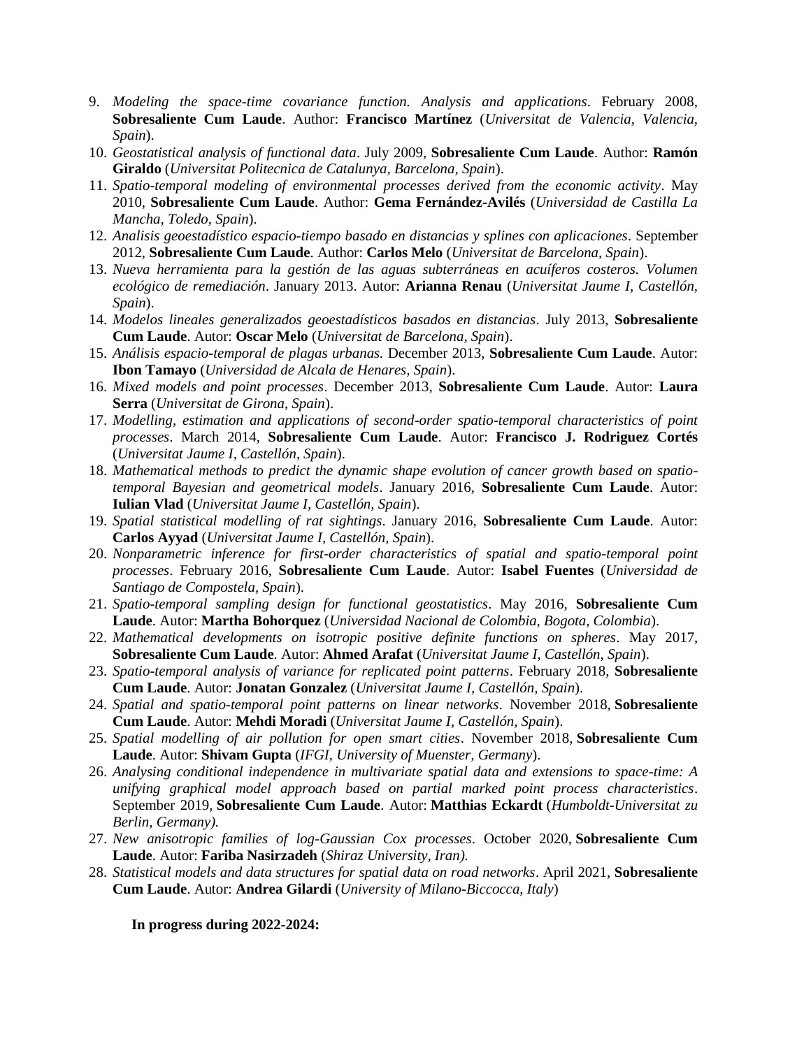9. *Modeling the space-time covariance function. Analysis and applications*. February 2008, **Sobresaliente Cum Laude**. Author: **Francisco Martínez** (*Universitat de Valencia, Valencia, Spain*).
10. *Geostatistical analysis of functional data*. July 2009, **Sobresaliente Cum Laude**. Author: **Ramón Giraldo** (*Universitat Politecnica de Catalunya, Barcelona, Spain*).
11. *Spatio-temporal modeling of environmental processes derived from the economic activity*. May 2010, **Sobresaliente Cum Laude**. Author: **Gema Fernández-Avilés** (*Universidad de Castilla La Mancha, Toledo, Spain*).
12. *Analisis geoestadístico espacio-tiempo basado en distancias y splines con aplicaciones*. September 2012, **Sobresaliente Cum Laude**. Author: **Carlos Melo** (*Universitat de Barcelona, Spain*).
13. *Nueva herramienta para la gestión de las aguas subterráneas en acuíferos costeros. Volumen ecológico de remediación*. January 2013. Autor: **Arianna Renau** (*Universitat Jaume I, Castellón, Spain*).
14. *Modelos lineales generalizados geoestadísticos basados en distancias*. July 2013, **Sobresaliente Cum Laude**. Autor: **Oscar Melo** (*Universitat de Barcelona, Spain*).
15. *Análisis espacio-temporal de plagas urbanas.* December 2013, **Sobresaliente Cum Laude**. Autor: **Ibon Tamayo** (*Universidad de Alcala de Henares, Spain*).
16. *Mixed models and point processes*. December 2013, **Sobresaliente Cum Laude**. Autor: **Laura Serra** (*Universitat de Girona, Spain*).
17. *Modelling, estimation and applications of second-order spatio-temporal characteristics of point processes*. March 2014, **Sobresaliente Cum Laude**. Autor: **Francisco J. Rodriguez Cortés** (*Universitat Jaume I, Castellón, Spain*).
18. *Mathematical methods to predict the dynamic shape evolution of cancer growth based on spatio-temporal Bayesian and geometrical models*. January 2016, **Sobresaliente Cum Laude**. Autor: **Iulian Vlad** (*Universitat Jaume I, Castellón, Spain*).
19. *Spatial statistical modelling of rat sightings*. January 2016, **Sobresaliente Cum Laude**. Autor: **Carlos Ayyad** (*Universitat Jaume I, Castellón, Spain*).
20. *Nonparametric inference for first-order characteristics of spatial and spatio-temporal point processes*. February 2016, **Sobresaliente Cum Laude**. Autor: **Isabel Fuentes** (*Universidad de Santiago de Compostela, Spain*).
21. *Spatio-temporal sampling design for functional geostatistics*. May 2016, **Sobresaliente Cum Laude**. Autor: **Martha Bohorquez** (*Universidad Nacional de Colombia, Bogota, Colombia*).
22. *Mathematical developments on isotropic positive definite functions on spheres*. May 2017, **Sobresaliente Cum Laude**. Autor: **Ahmed Arafat** (*Universitat Jaume I, Castellón, Spain*).
23. *Spatio-temporal analysis of variance for replicated point patterns*. February 2018, **Sobresaliente Cum Laude**. Autor: **Jonatan Gonzalez** (*Universitat Jaume I, Castellón, Spain*).
24. *Spatial and spatio-temporal point patterns on linear networks*. November 2018, **Sobresaliente Cum Laude**. Autor: **Mehdi Moradi** (*Universitat Jaume I, Castellón, Spain*).
25. *Spatial modelling of air pollution for open smart cities*. November 2018, **Sobresaliente Cum Laude**. Autor: **Shivam Gupta** (*IFGI, University of Muenster, Germany*).
26. *Analysing conditional independence in multivariate spatial data and extensions to space-time: A unifying graphical model approach based on partial marked point process characteristics*. September 2019, **Sobresaliente Cum Laude**. Autor: **Matthias Eckardt** (*Humboldt-Universitat zu Berlin, Germany).*
27. *New anisotropic families of log-Gaussian Cox processes*. October 2020, **Sobresaliente Cum Laude**. Autor: **Fariba Nasirzadeh** (*Shiraz University, Iran).*
28. *Statistical models and data structures for spatial data on road networks*. April 2021, **Sobresaliente Cum Laude**. Autor: **Andrea Gilardi** (*University of Milano-Biccocca, Italy*)

**In progress during 2022-2024:**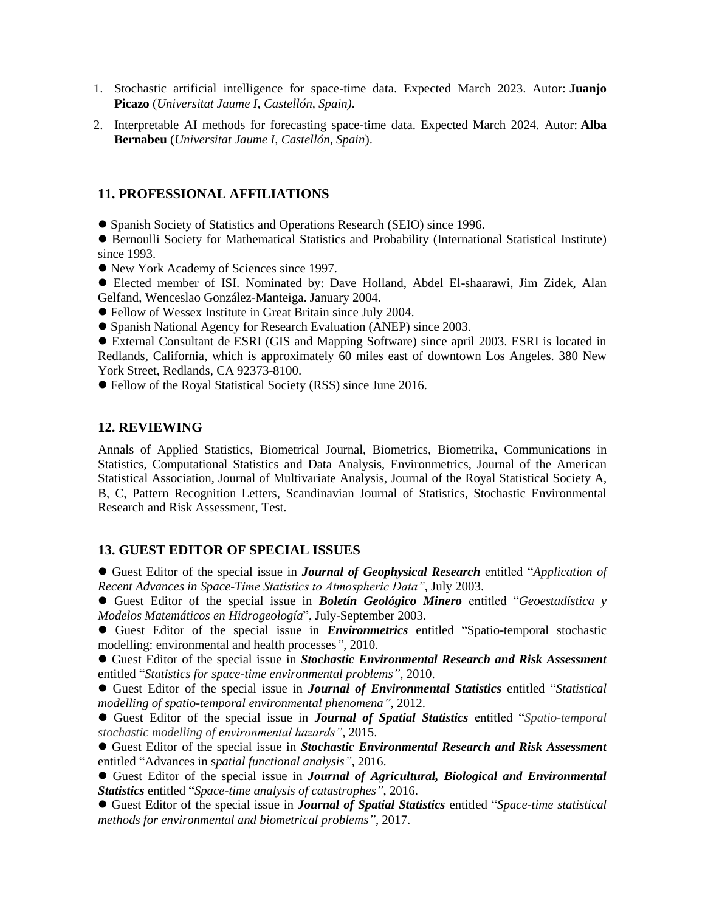1. Stochastic artificial intelligence for space-time data. Expected March 2023. Autor: **Juanjo Picazo** (*Universitat Jaume I, Castellón, Spain)*.
2. Interpretable AI methods for forecasting space-time data. Expected March 2024. Autor: **Alba Bernabeu** (*Universitat Jaume I, Castellón, Spain*).

## 11. PROFESSIONAL AFFILIATIONS

- Spanish Society of Statistics and Operations Research (SEIO) since 1996.
- Bernoulli Society for Mathematical Statistics and Probability (International Statistical Institute) since 1993.
- New York Academy of Sciences since 1997.
- Elected member of ISI. Nominated by: Dave Holland, Abdel El-shaarawi, Jim Zidek, Alan Gelfand, Wenceslao González-Manteiga. January 2004.
- Fellow of Wessex Institute in Great Britain since July 2004.
- Spanish National Agency for Research Evaluation (ANEP) since 2003.
- External Consultant de ESRI (GIS and Mapping Software) since april 2003. ESRI is located in Redlands, California, which is approximately 60 miles east of downtown Los Angeles. 380 New York Street, Redlands, CA 92373-8100.
- Fellow of the Royal Statistical Society (RSS) since June 2016.

## 12. REVIEWING

Annals of Applied Statistics, Biometrical Journal, Biometrics, Biometrika, Communications in Statistics, Computational Statistics and Data Analysis, Environmetrics, Journal of the American Statistical Association, Journal of Multivariate Analysis, Journal of the Royal Statistical Society A, B, C, Pattern Recognition Letters, Scandinavian Journal of Statistics, Stochastic Environmental Research and Risk Assessment, Test.

## 13. GUEST EDITOR OF SPECIAL ISSUES

- Guest Editor of the special issue in ***Journal of Geophysical Research*** entitled "*Application of Recent Advances in Space-Time Statistics to Atmospheric Data"*, July 2003.
- Guest Editor of the special issue in ***Boletín Geológico Minero*** entitled "*Geoestadística y Modelos Matemáticos en Hidrogeología*", July-September 2003.
- Guest Editor of the special issue in ***Environmetrics*** entitled "Spatio-temporal stochastic modelling: environmental and health processes*"*, 2010.
- Guest Editor of the special issue in ***Stochastic Environmental Research and Risk Assessment*** entitled "*Statistics for space-time environmental problems"*, 2010.
- Guest Editor of the special issue in ***Journal of Environmental Statistics*** entitled "*Statistical modelling of spatio-temporal environmental phenomena"*, 2012.
- Guest Editor of the special issue in ***Journal of Spatial Statistics*** entitled "*Spatio-temporal stochastic modelling of environmental hazards"*, 2015.
- Guest Editor of the special issue in ***Stochastic Environmental Research and Risk Assessment*** entitled "Advances in s*patial functional analysis"*, 2016.
- Guest Editor of the special issue in ***Journal of Agricultural, Biological and Environmental Statistics*** entitled "*Space-time analysis of catastrophes"*, 2016.
- Guest Editor of the special issue in ***Journal of Spatial Statistics*** entitled "*Space-time statistical methods for environmental and biometrical problems"*, 2017.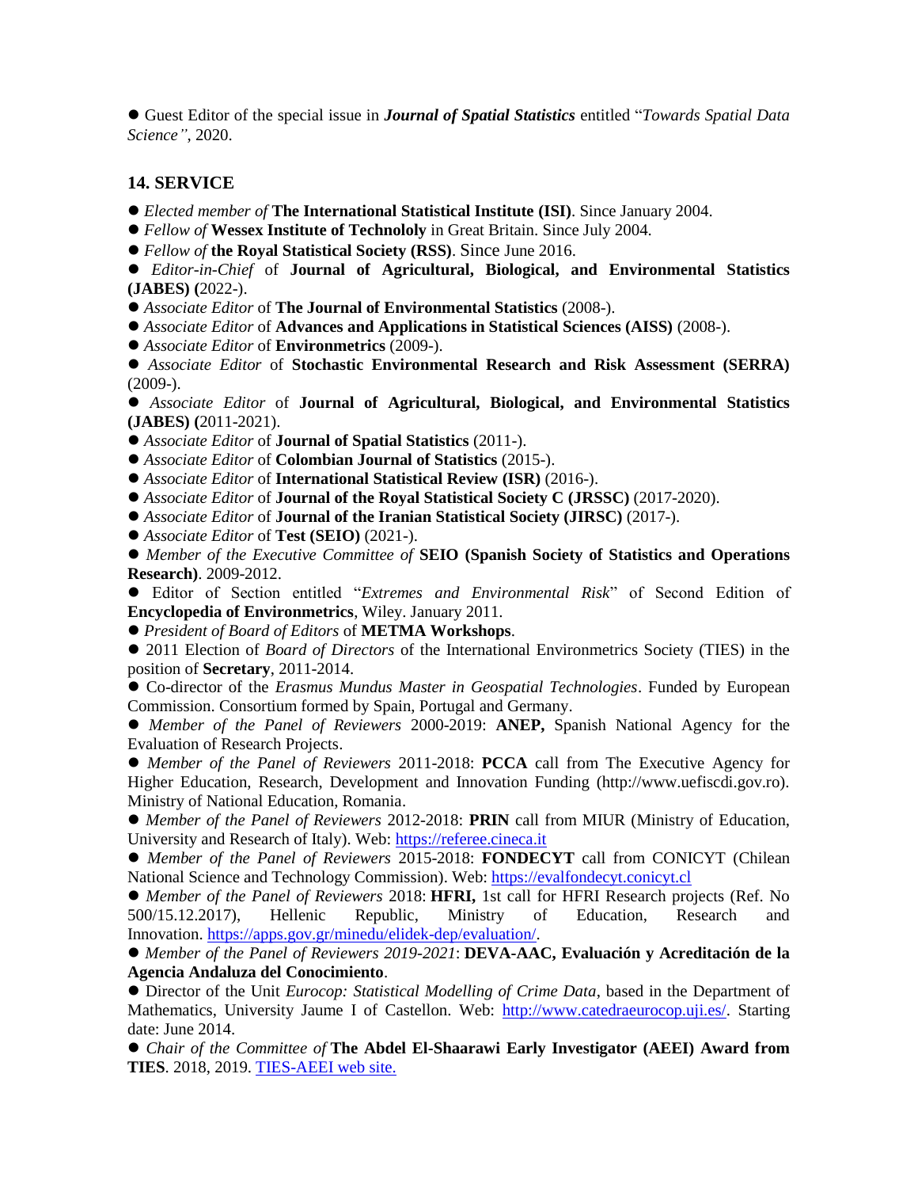- Guest Editor of the special issue in ***Journal of Spatial Statistics*** entitled "*Towards Spatial Data Science"*, 2020.

## 14. SERVICE

- *Elected member of* **The International Statistical Institute (ISI)**. Since January 2004.
- *Fellow of* **Wessex Institute of Technololy** in Great Britain. Since July 2004.
- *Fellow of* **the Royal Statistical Society (RSS)**. Since June 2016.
- *Editor-in-Chief* of **Journal of Agricultural, Biological, and Environmental Statistics (JABES) (**2022-).
- *Associate Editor* of **The Journal of Environmental Statistics** (2008-).
- *Associate Editor* of **Advances and Applications in Statistical Sciences (AISS)** (2008-).
- *Associate Editor* of **Environmetrics** (2009-).
- *Associate Editor* of **Stochastic Environmental Research and Risk Assessment (SERRA)** (2009-).
- *Associate Editor* of **Journal of Agricultural, Biological, and Environmental Statistics (JABES) (**2011-2021).
- *Associate Editor* of **Journal of Spatial Statistics** (2011-).
- *Associate Editor* of **Colombian Journal of Statistics** (2015-).
- *Associate Editor* of **International Statistical Review (ISR)** (2016-).
- *Associate Editor* of **Journal of the Royal Statistical Society C (JRSSC)** (2017-2020).
- *Associate Editor* of **Journal of the Iranian Statistical Society (JIRSC)** (2017-).
- *Associate Editor* of **Test (SEIO)** (2021-).
- *Member of the Executive Committee of* **SEIO (Spanish Society of Statistics and Operations Research)**. 2009-2012.
- Editor of Section entitled "*Extremes and Environmental Risk*" of Second Edition of **Encyclopedia of Environmetrics**, Wiley. January 2011.
- *President of Board of Editors* of **METMA Workshops**.
- 2011 Election of *Board of Directors* of the International Environmetrics Society (TIES) in the position of **Secretary**, 2011-2014.
- Co-director of the *Erasmus Mundus Master in Geospatial Technologies*. Funded by European Commission. Consortium formed by Spain, Portugal and Germany.
- *Member of the Panel of Reviewers* 2000-2019: **ANEP,** Spanish National Agency for the Evaluation of Research Projects.
- *Member of the Panel of Reviewers* 2011-2018: **PCCA** call from The Executive Agency for Higher Education, Research, Development and Innovation Funding (http://www.uefiscdi.gov.ro). Ministry of National Education, Romania.
- *Member of the Panel of Reviewers* 2012-2018: **PRIN** call from MIUR (Ministry of Education, University and Research of Italy). Web: https://referee.cineca.it
- *Member of the Panel of Reviewers* 2015-2018: **FONDECYT** call from CONICYT (Chilean National Science and Technology Commission). Web: https://evalfondecyt.conicyt.cl
- *Member of the Panel of Reviewers* 2018: **HFRI,** 1st call for HFRI Research projects (Ref. No 500/15.12.2017), Hellenic Republic, Ministry of Education, Research and Innovation. https://apps.gov.gr/minedu/elidek-dep/evaluation/.
- *Member of the Panel of Reviewers 2019-2021*: **DEVA-AAC, Evaluación y Acreditación de la Agencia Andaluza del Conocimiento**.
- Director of the Unit *Eurocop: Statistical Modelling of Crime Data*, based in the Department of Mathematics, University Jaume I of Castellon. Web: http://www.catedraeurocop.uji.es/. Starting date: June 2014.
- *Chair of the Committee of* **The Abdel El-Shaarawi Early Investigator (AEEI) Award from TIES**. 2018, 2019. TIES-AEEI web site.